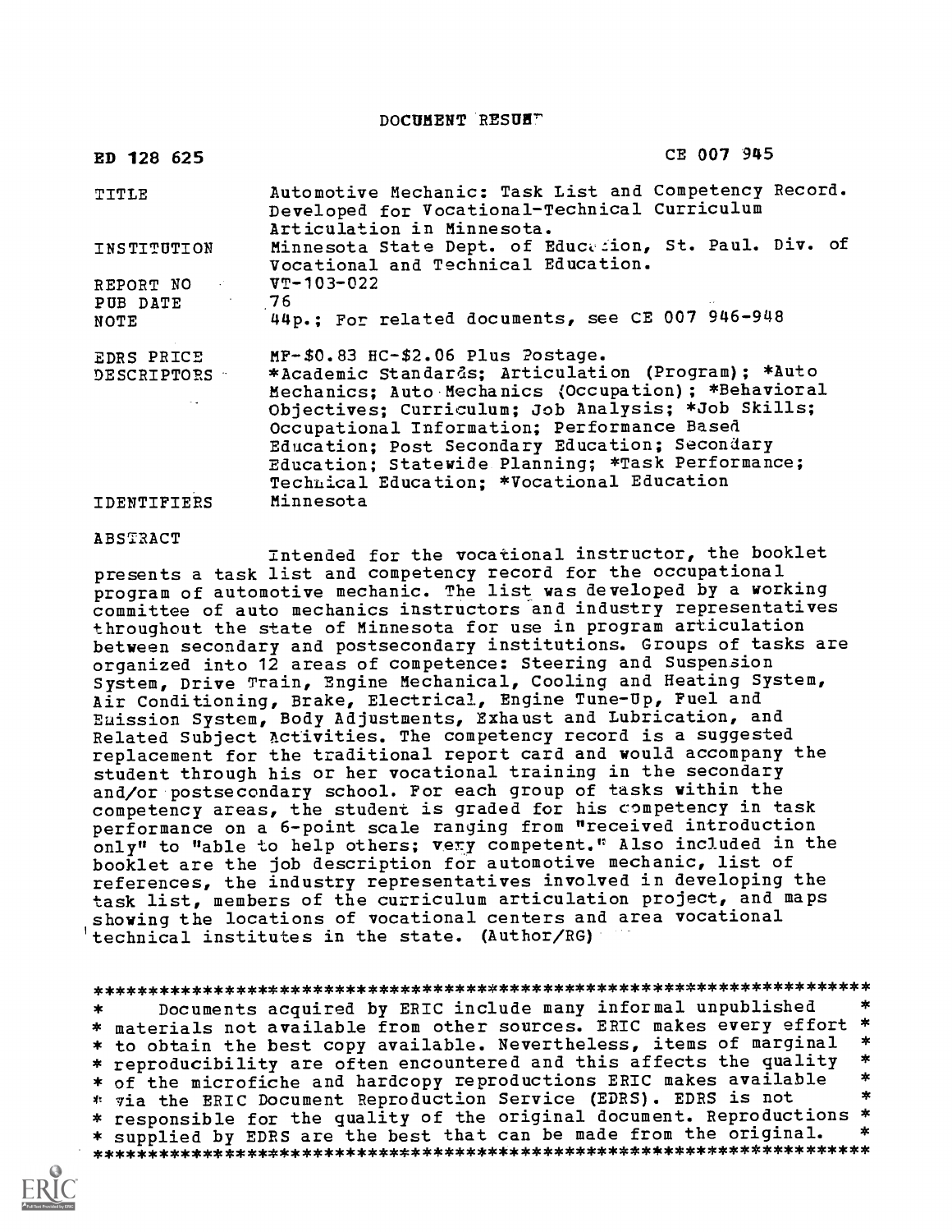# DOCUMENT RESUME

| | |
|---|---|
| ED 128 625 | CE 007 945 |
| TITLE | Automotive Mechanic: Task List and Competency Record. Developed for Vocational-Technical Curriculum Articulation in Minnesota. |
| INSTITUTION | Minnesota State Dept. of Education, St. Paul. Div. of Vocational and Technical Education. |
| REPORT NO | VT-103-022 |
| PUB DATE | 76 |
| NOTE | 44p.; For related documents, see CE 007 946-948 |
| EDRS PRICE | MF-$0.83 HC-$2.06 Plus Postage. |
| DESCRIPTORS | *Academic Standards; Articulation (Program); *Auto Mechanics; Auto Mechanics (Occupation); *Behavioral Objectives; Curriculum; Job Analysis; *Job Skills; Occupational Information; Performance Based Education; Post Secondary Education; Secondary Education; Statewide Planning; *Task Performance; Technical Education; *Vocational Education |
| IDENTIFIERS | Minnesota |

## ABSTRACT

Intended for the vocational instructor, the booklet presents a task list and competency record for the occupational program of automotive mechanic. The list was developed by a working committee of auto mechanics instructors and industry representatives throughout the state of Minnesota for use in program articulation between secondary and postsecondary institutions. Groups of tasks are organized into 12 areas of competence: Steering and Suspension System, Drive Train, Engine Mechanical, Cooling and Heating System, Air Conditioning, Brake, Electrical, Engine Tune-Up, Fuel and Emission System, Body Adjustments, Exhaust and Lubrication, and Related Subject Activities. The competency record is a suggested replacement for the traditional report card and would accompany the student through his or her vocational training in the secondary and/or postsecondary school. For each group of tasks within the competency areas, the student is graded for his competency in task performance on a 6-point scale ranging from "received introduction only" to "able to help others; very competent." Also included in the booklet are the job description for automotive mechanic, list of references, the industry representatives involved in developing the task list, members of the curriculum articulation project, and maps showing the locations of vocational centers and area vocational technical institutes in the state. (Author/RG)

```
***********************************************************************
*    Documents acquired by ERIC include many informal unpublished     *
* materials not available from other sources. ERIC makes every effort *
* to obtain the best copy available. Nevertheless, items of marginal  *
* reproducibility are often encountered and this affects the quality  *
* of the microfiche and hardcopy reproductions ERIC makes available   *
* via the ERIC Document Reproduction Service (EDRS). EDRS is not      *
* responsible for the quality of the original document. Reproductions *
* supplied by EDRS are the best that can be made from the original.   *
***********************************************************************
```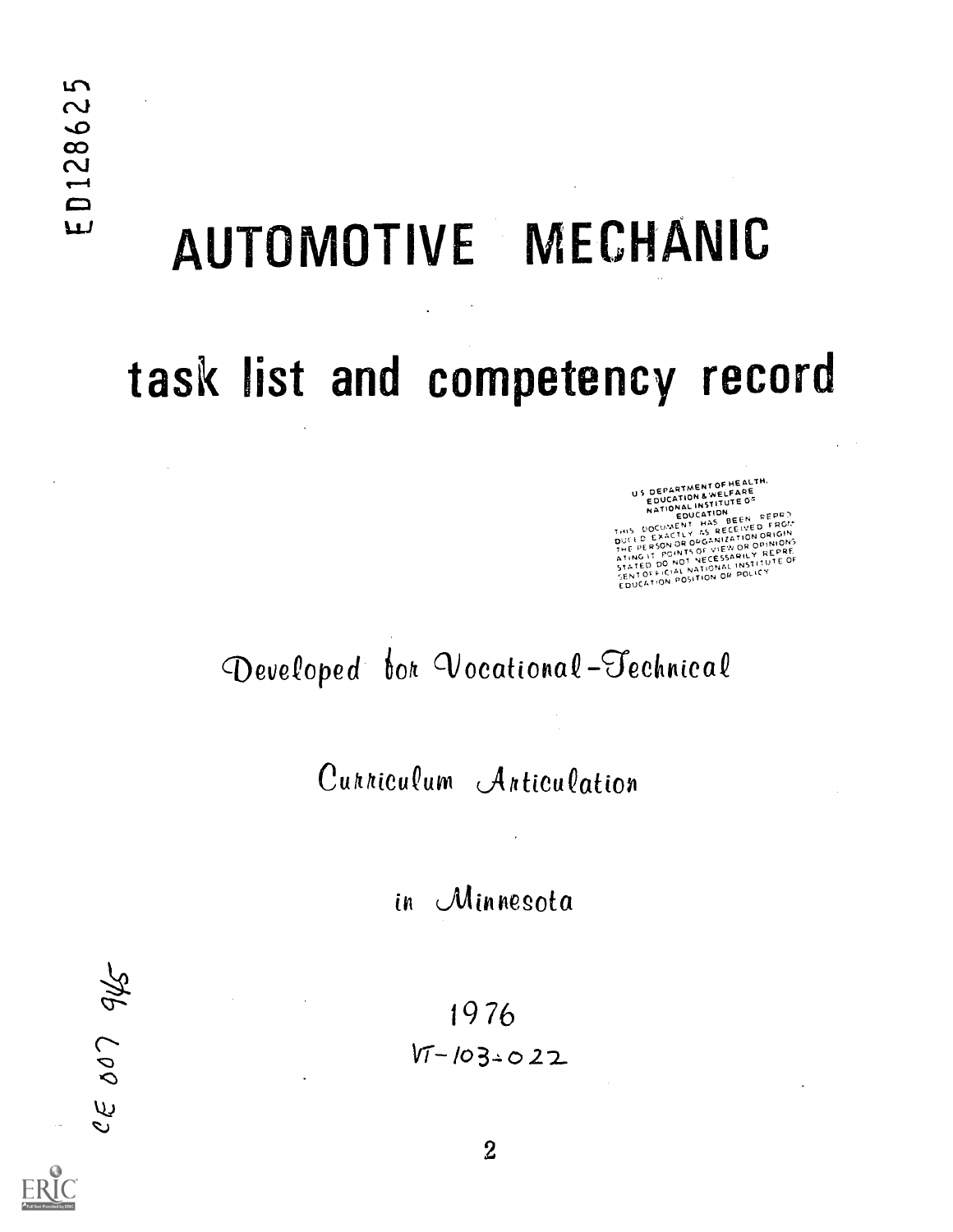ED128625

# AUTOMOTIVE MECHANIC

# task list and competency record

U S DEPARTMENT OF HEALTH, EDUCATION & WELFARE NATIONAL INSTITUTE OF EDUCATION
THIS DOCUMENT HAS BEEN REPRODUCED EXACTLY AS RECEIVED FROM THE PERSON OR ORGANIZATION ORIGINATING IT. POINTS OF VIEW OR OPINIONS STATED DO NOT NECESSARILY REPRESENT OFFICIAL NATIONAL INSTITUTE OF EDUCATION POSITION OR POLICY

*Developed for Vocational-Technical*

*Curriculum Articulation*

*in Minnesota*

1976

VT-103-022

CE 007 945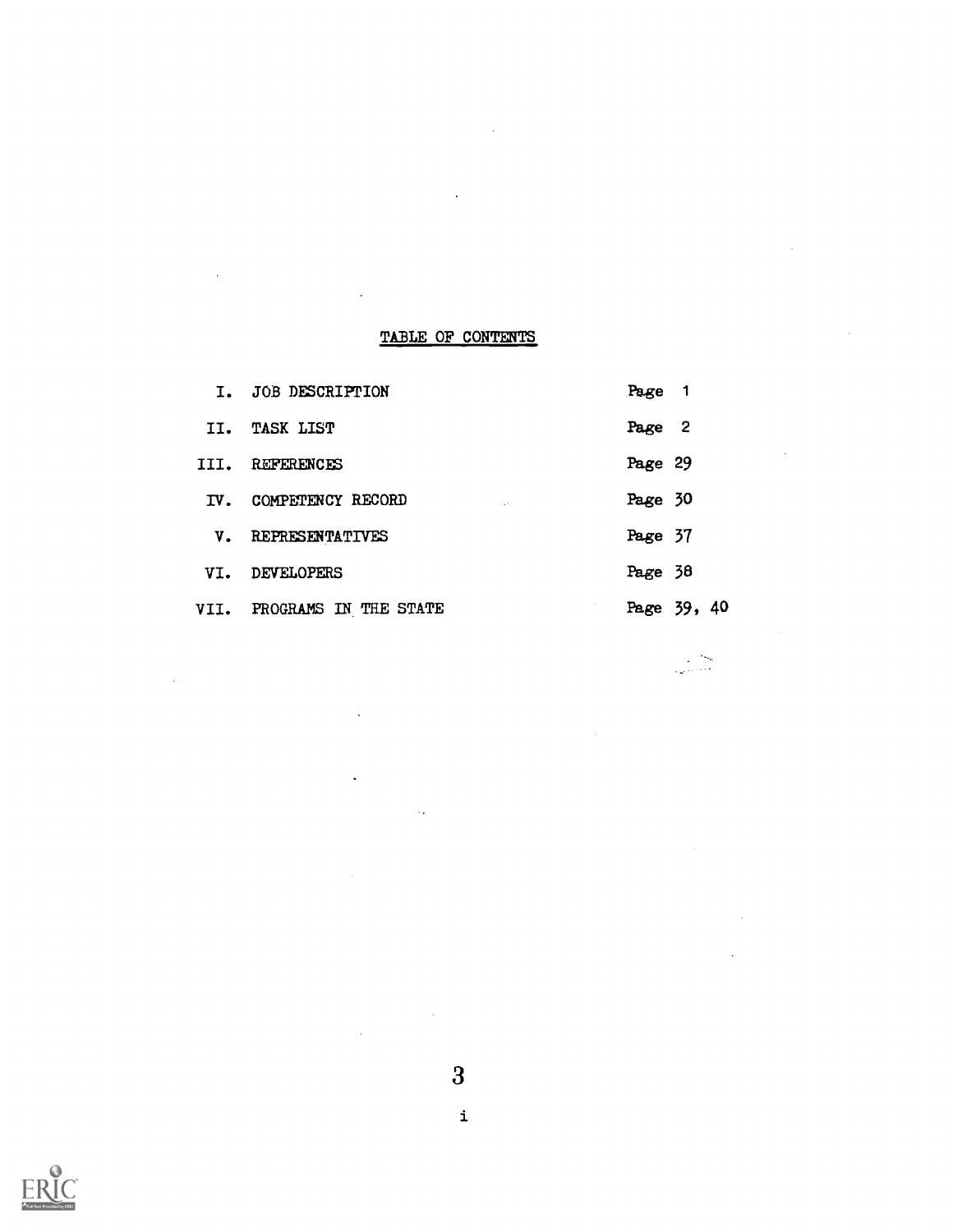# TABLE OF CONTENTS

| | | |
|---|---|---|
| I. | JOB DESCRIPTION | Page 1 |
| II. | TASK LIST | Page 2 |
| III. | REFERENCES | Page 29 |
| IV. | COMPETENCY RECORD | Page 30 |
| V. | REPRESENTATIVES | Page 37 |
| VI. | DEVELOPERS | Page 38 |
| VII. | PROGRAMS IN THE STATE | Page 39, 40 |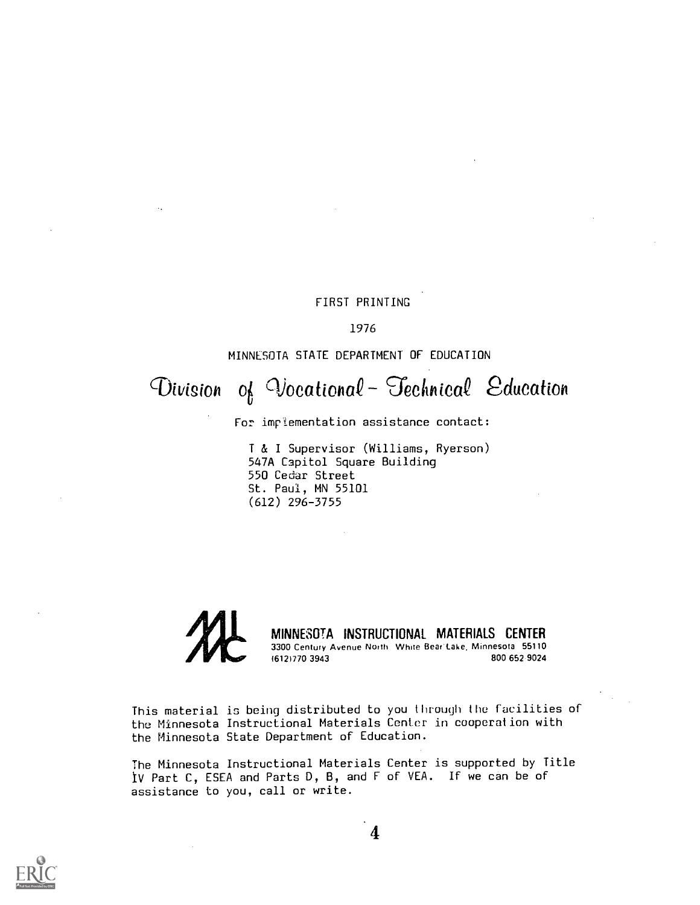FIRST PRINTING

1976

MINNESOTA STATE DEPARTMENT OF EDUCATION

# Division of Vocational-Technical Education

For implementation assistance contact:

T & I Supervisor (Williams, Ryerson)
547A Capitol Square Building
550 Cedar Street
St. Paul, MN 55101
(612) 296-3755

**MINNESOTA INSTRUCTIONAL MATERIALS CENTER**
3300 Century Avenue North White Bear Lake, Minnesota 55110
(612)770 3943 800 652 9024

This material is being distributed to you through the facilities of the Minnesota Instructional Materials Center in cooperation with the Minnesota State Department of Education.

The Minnesota Instructional Materials Center is supported by Title IV Part C, ESEA and Parts D, B, and F of VEA. If we can be of assistance to you, call or write.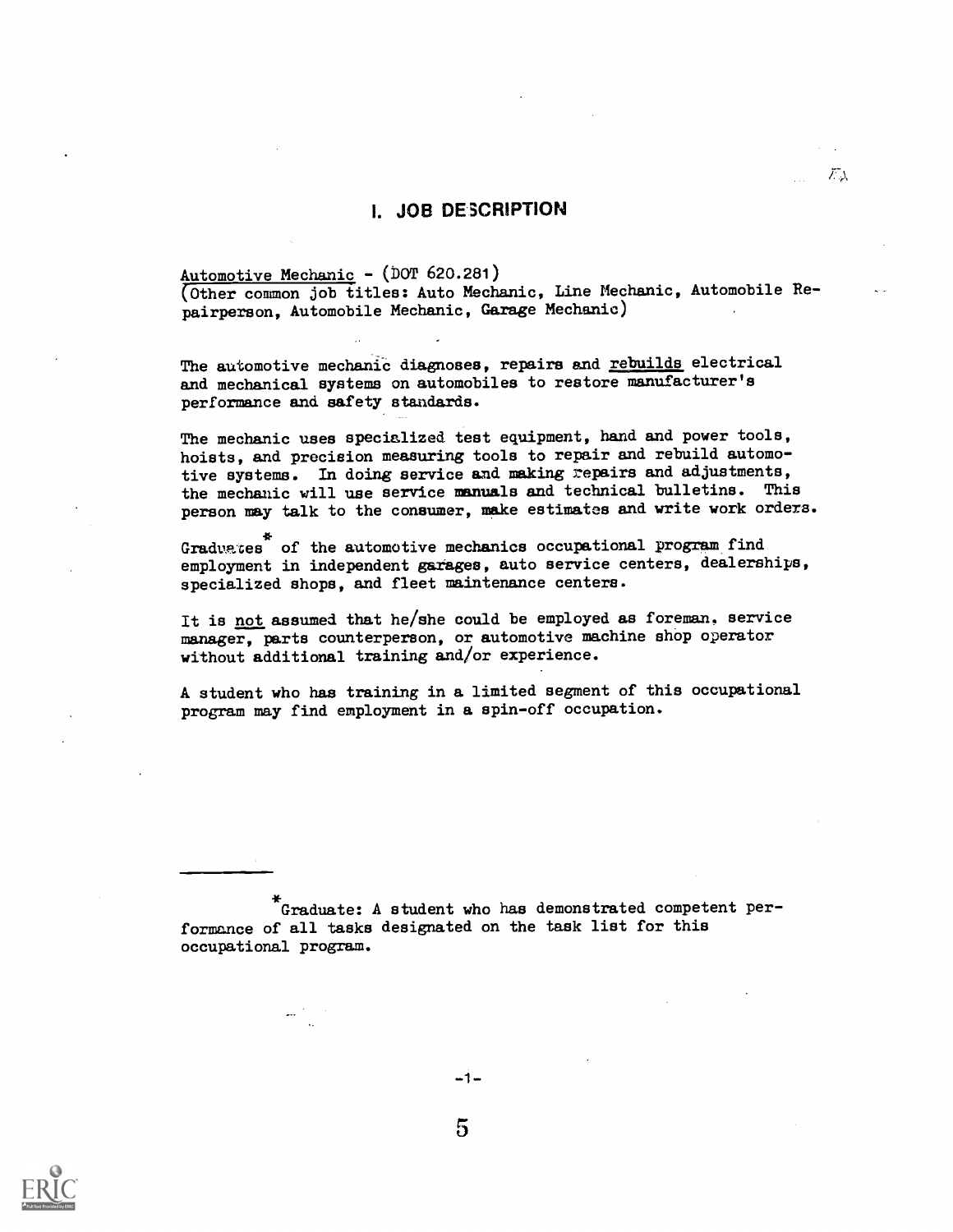# I. JOB DESCRIPTION

<u>Automotive Mechanic</u> - (DOT 620.281)
(Other common job titles: Auto Mechanic, Line Mechanic, Automobile Repairperson, Automobile Mechanic, Garage Mechanic)

The automotive mechanic diagnoses, repairs and <u>rebuilds</u> electrical and mechanical systems on automobiles to restore manufacturer's performance and safety standards.

The mechanic uses specialized test equipment, hand and power tools, hoists, and precision measuring tools to repair and rebuild automotive systems. In doing service and making repairs and adjustments, the mechanic will use service manuals and technical bulletins. This person may talk to the consumer, make estimates and write work orders.

Graduates* of the automotive mechanics occupational program find employment in independent garages, auto service centers, dealerships, specialized shops, and fleet maintenance centers.

It is <u>not</u> assumed that he/she could be employed as foreman, service manager, parts counterperson, or automotive machine shop operator without additional training and/or experience.

A student who has training in a limited segment of this occupational program may find employment in a spin-off occupation.

---

*Graduate: A student who has demonstrated competent performance of all tasks designated on the task list for this occupational program.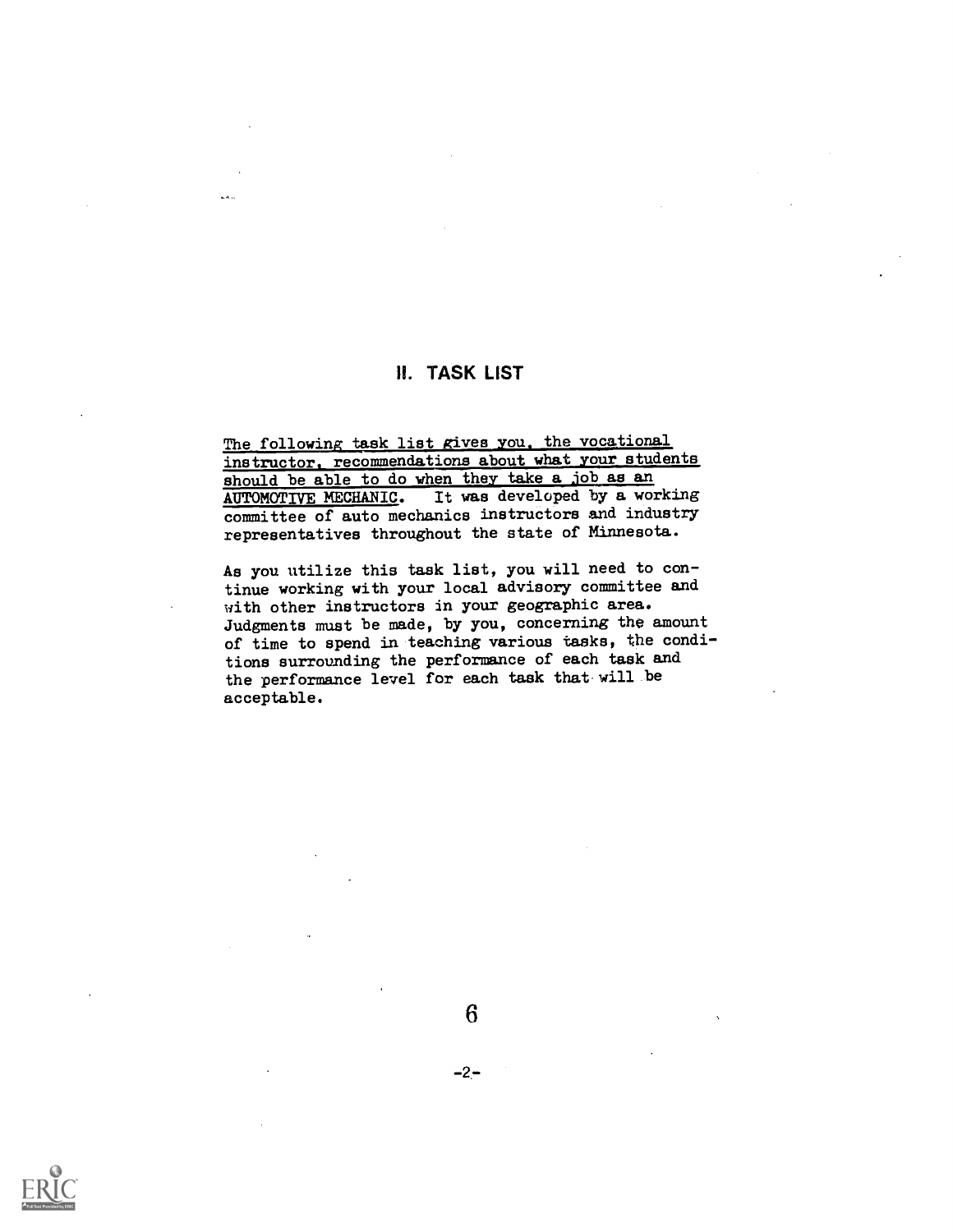## II. TASK LIST

The following task list gives you, the vocational instructor, recommendations about what your students should be able to do when they take a job as an AUTOMOTIVE MECHANIC. It was developed by a working committee of auto mechanics instructors and industry representatives throughout the state of Minnesota.

As you utilize this task list, you will need to continue working with your local advisory committee and with other instructors in your geographic area. Judgments must be made, by you, concerning the amount of time to spend in teaching various tasks, the conditions surrounding the performance of each task and the performance level for each task that will be acceptable.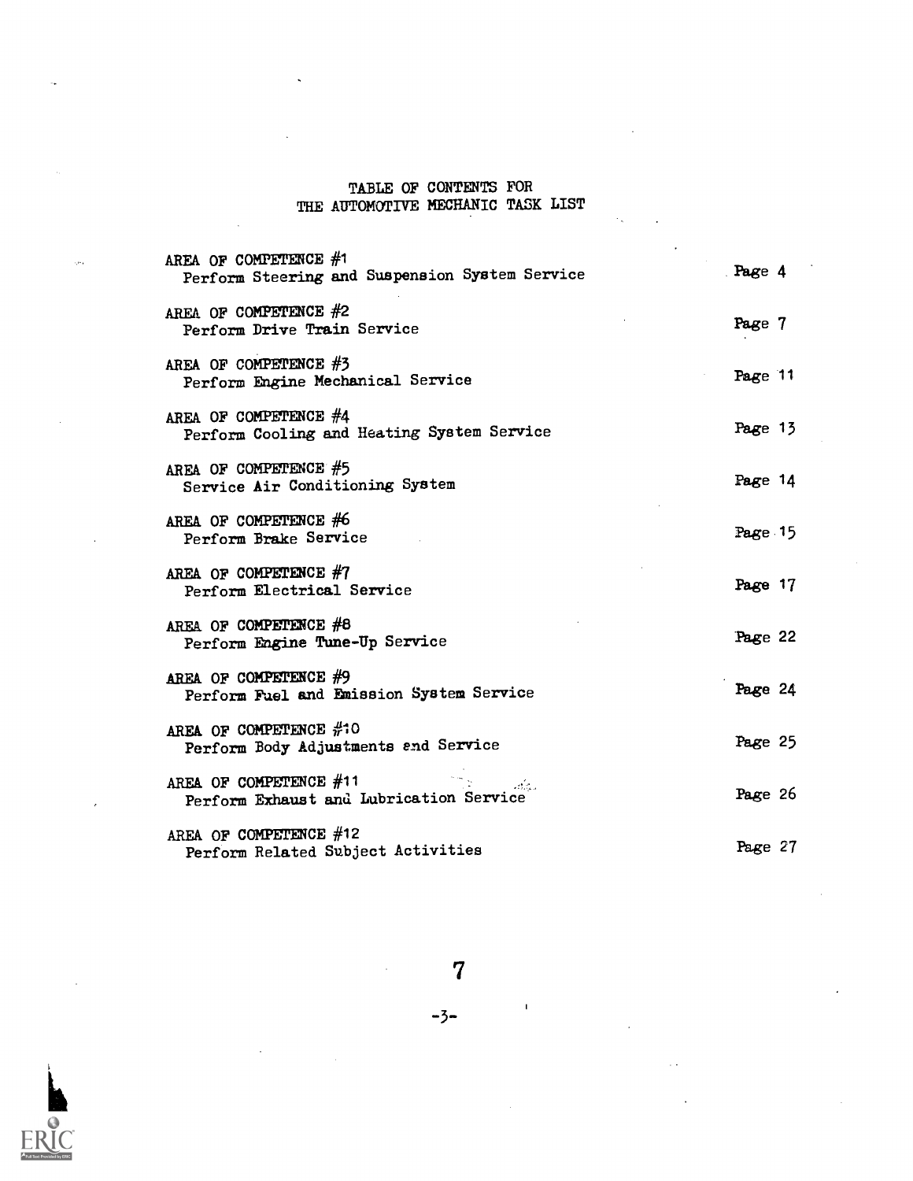# TABLE OF CONTENTS FOR THE AUTOMOTIVE MECHANIC TASK LIST

| | |
|---|---|
| AREA OF COMPETENCE #1<br>Perform Steering and Suspension System Service | Page 4 |
| AREA OF COMPETENCE #2<br>Perform Drive Train Service | Page 7 |
| AREA OF COMPETENCE #3<br>Perform Engine Mechanical Service | Page 11 |
| AREA OF COMPETENCE #4<br>Perform Cooling and Heating System Service | Page 13 |
| AREA OF COMPETENCE #5<br>Service Air Conditioning System | Page 14 |
| AREA OF COMPETENCE #6<br>Perform Brake Service | Page 15 |
| AREA OF COMPETENCE #7<br>Perform Electrical Service | Page 17 |
| AREA OF COMPETENCE #8<br>Perform Engine Tune-Up Service | Page 22 |
| AREA OF COMPETENCE #9<br>Perform Fuel and Emission System Service | Page 24 |
| AREA OF COMPETENCE #10<br>Perform Body Adjustments and Service | Page 25 |
| AREA OF COMPETENCE #11<br>Perform Exhaust and Lubrication Service | Page 26 |
| AREA OF COMPETENCE #12<br>Perform Related Subject Activities | Page 27 |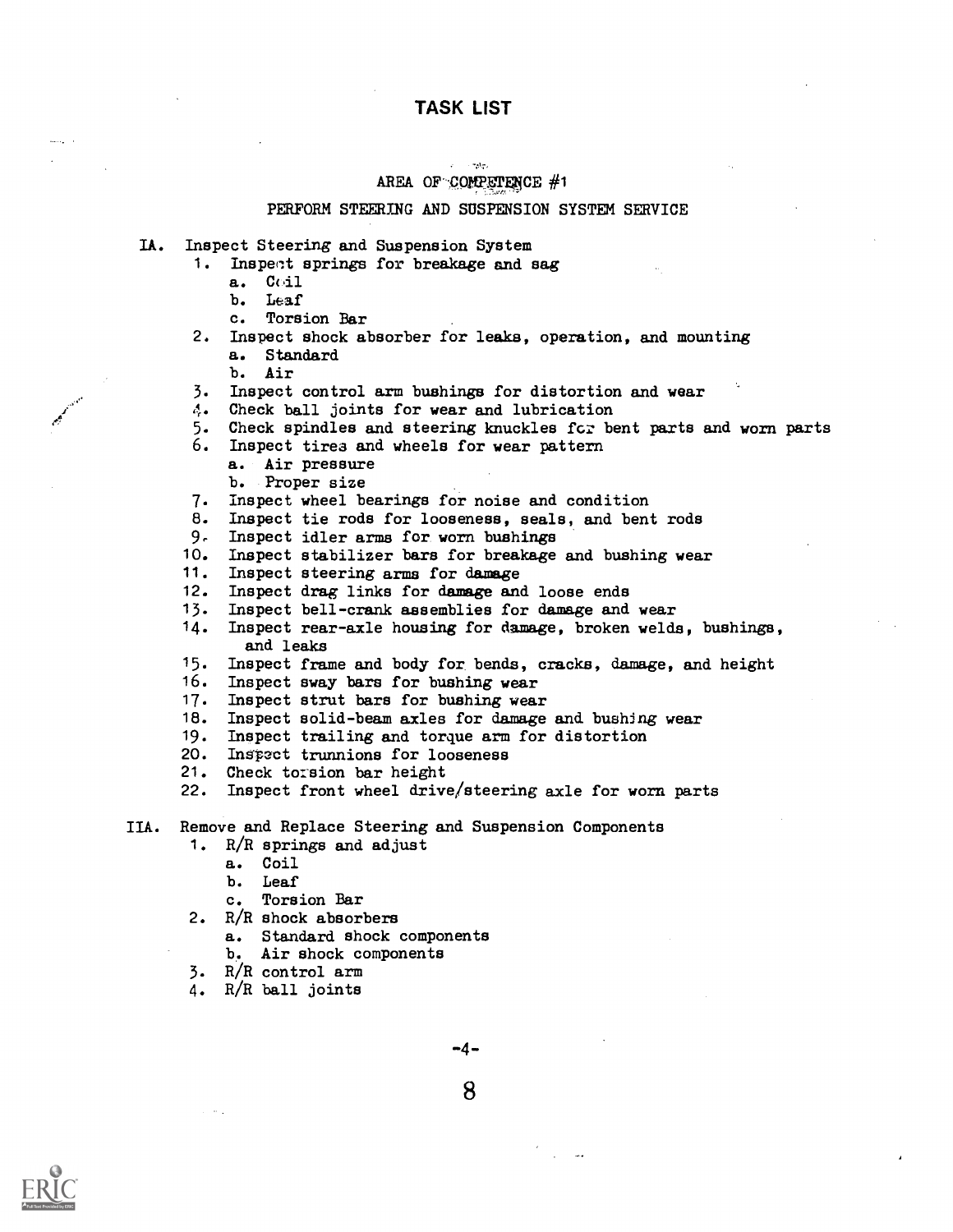# TASK LIST

## AREA OF COMPETENCE #1

### PERFORM STEERING AND SUSPENSION SYSTEM SERVICE

IA. Inspect Steering and Suspension System

1. Inspect springs for breakage and sag
    a. Coil
    b. Leaf
    c. Torsion Bar
2. Inspect shock absorber for leaks, operation, and mounting
    a. Standard
    b. Air
3. Inspect control arm bushings for distortion and wear
4. Check ball joints for wear and lubrication
5. Check spindles and steering knuckles for bent parts and worn parts
6. Inspect tires and wheels for wear pattern
    a. Air pressure
    b. Proper size
7. Inspect wheel bearings for noise and condition
8. Inspect tie rods for looseness, seals, and bent rods
9. Inspect idler arms for worn bushings
10. Inspect stabilizer bars for breakage and bushing wear
11. Inspect steering arms for damage
12. Inspect drag links for damage and loose ends
13. Inspect bell-crank assemblies for damage and wear
14. Inspect rear-axle housing for damage, broken welds, bushings, and leaks
15. Inspect frame and body for bends, cracks, damage, and height
16. Inspect sway bars for bushing wear
17. Inspect strut bars for bushing wear
18. Inspect solid-beam axles for damage and bushing wear
19. Inspect trailing and torque arm for distortion
20. Inspect trunnions for looseness
21. Check torsion bar height
22. Inspect front wheel drive/steering axle for worn parts

IIA. Remove and Replace Steering and Suspension Components

1. R/R springs and adjust
    a. Coil
    b. Leaf
    c. Torsion Bar
2. R/R shock absorbers
    a. Standard shock components
    b. Air shock components
3. R/R control arm
4. R/R ball joints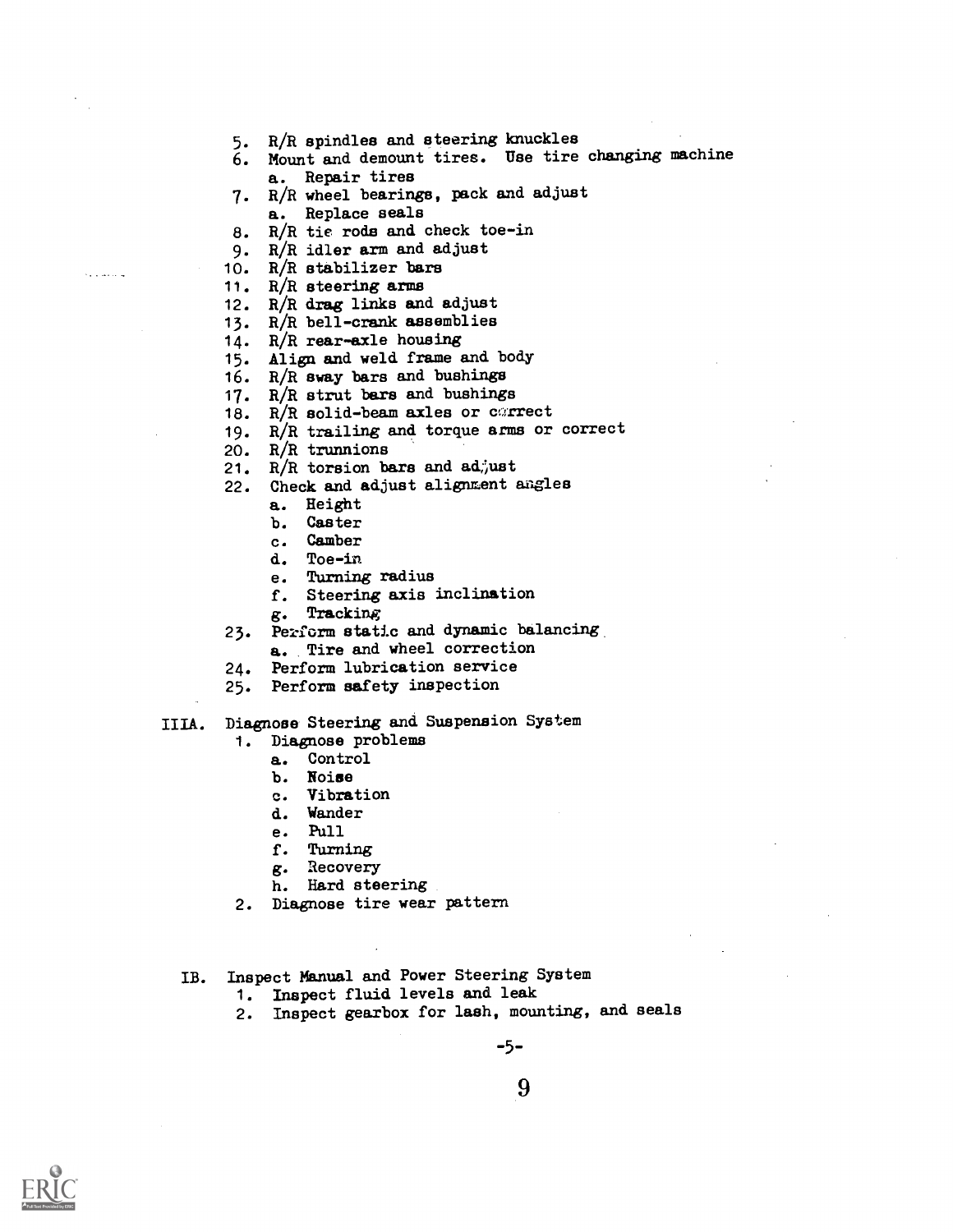5. R/R spindles and steering knuckles
6. Mount and demount tires. Use tire changing machine
   a. Repair tires
7. R/R wheel bearings, pack and adjust
   a. Replace seals
8. R/R tie rods and check toe-in
9. R/R idler arm and adjust
10. R/R stabilizer bars
11. R/R steering arms
12. R/R drag links and adjust
13. R/R bell-crank assemblies
14. R/R rear-axle housing
15. Align and weld frame and body
16. R/R sway bars and bushings
17. R/R strut bars and bushings
18. R/R solid-beam axles or correct
19. R/R trailing and torque arms or correct
20. R/R trunnions
21. R/R torsion bars and adjust
22. Check and adjust alignment angles
    a. Height
    b. Caster
    c. Camber
    d. Toe-in
    e. Turning radius
    f. Steering axis inclination
    g. Tracking
23. Perform static and dynamic balancing
    a. Tire and wheel correction
24. Perform lubrication service
25. Perform safety inspection

IIIA. Diagnose Steering and Suspension System

1. Diagnose problems
   a. Control
   b. Noise
   c. Vibration
   d. Wander
   e. Pull
   f. Turning
   g. Recovery
   h. Hard steering
2. Diagnose tire wear pattern

IB. Inspect Manual and Power Steering System

1. Inspect fluid levels and leak
2. Inspect gearbox for lash, mounting, and seals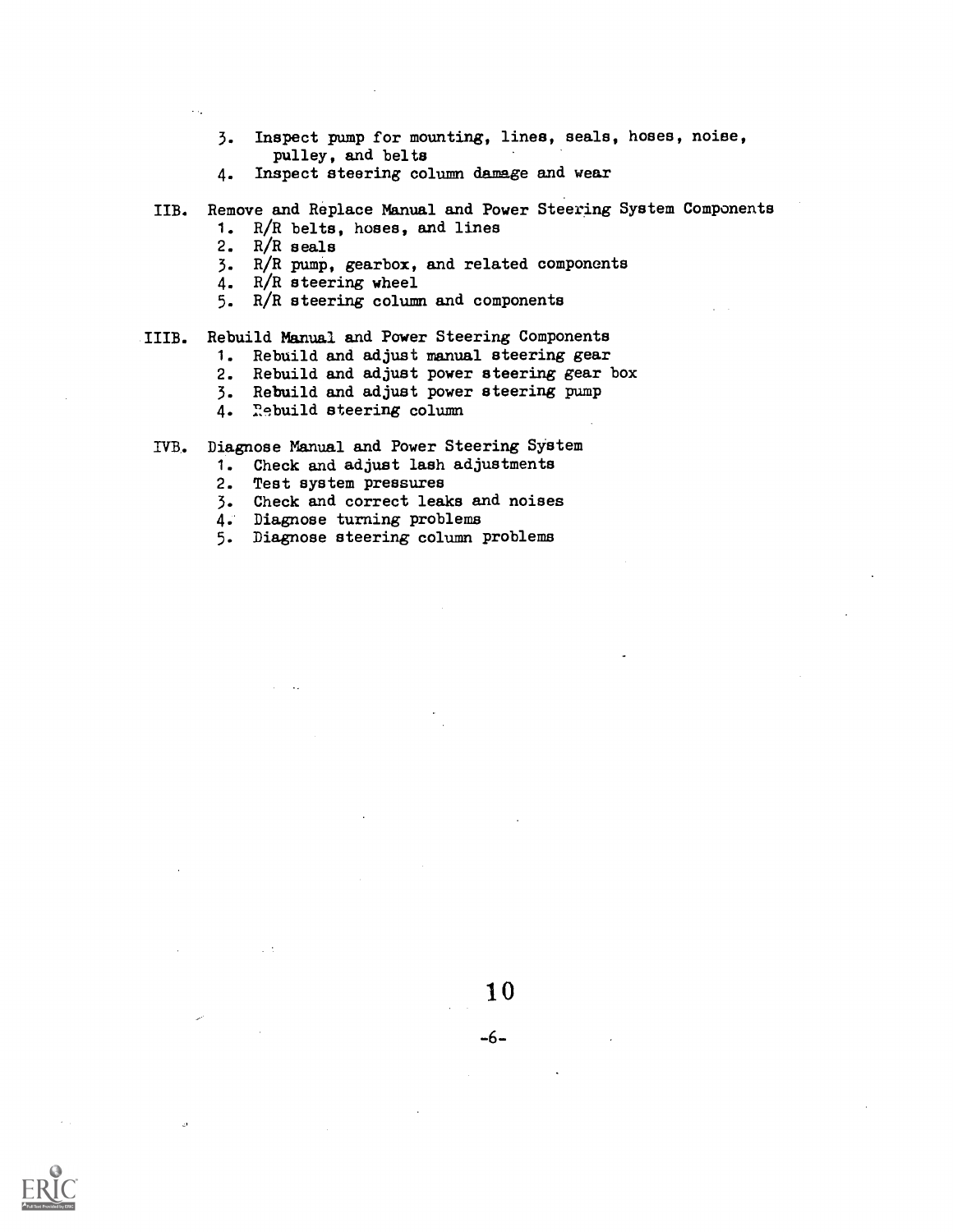3. Inspect pump for mounting, lines, seals, hoses, noise, pulley, and belts
4. Inspect steering column damage and wear

IIB. Remove and Replace Manual and Power Steering System Components

1. R/R belts, hoses, and lines
2. R/R seals
3. R/R pump, gearbox, and related components
4. R/R steering wheel
5. R/R steering column and components

IIIB. Rebuild Manual and Power Steering Components

1. Rebuild and adjust manual steering gear
2. Rebuild and adjust power steering gear box
3. Rebuild and adjust power steering pump
4. Rebuild steering column

IVB. Diagnose Manual and Power Steering System

1. Check and adjust lash adjustments
2. Test system pressures
3. Check and correct leaks and noises
4. Diagnose turning problems
5. Diagnose steering column problems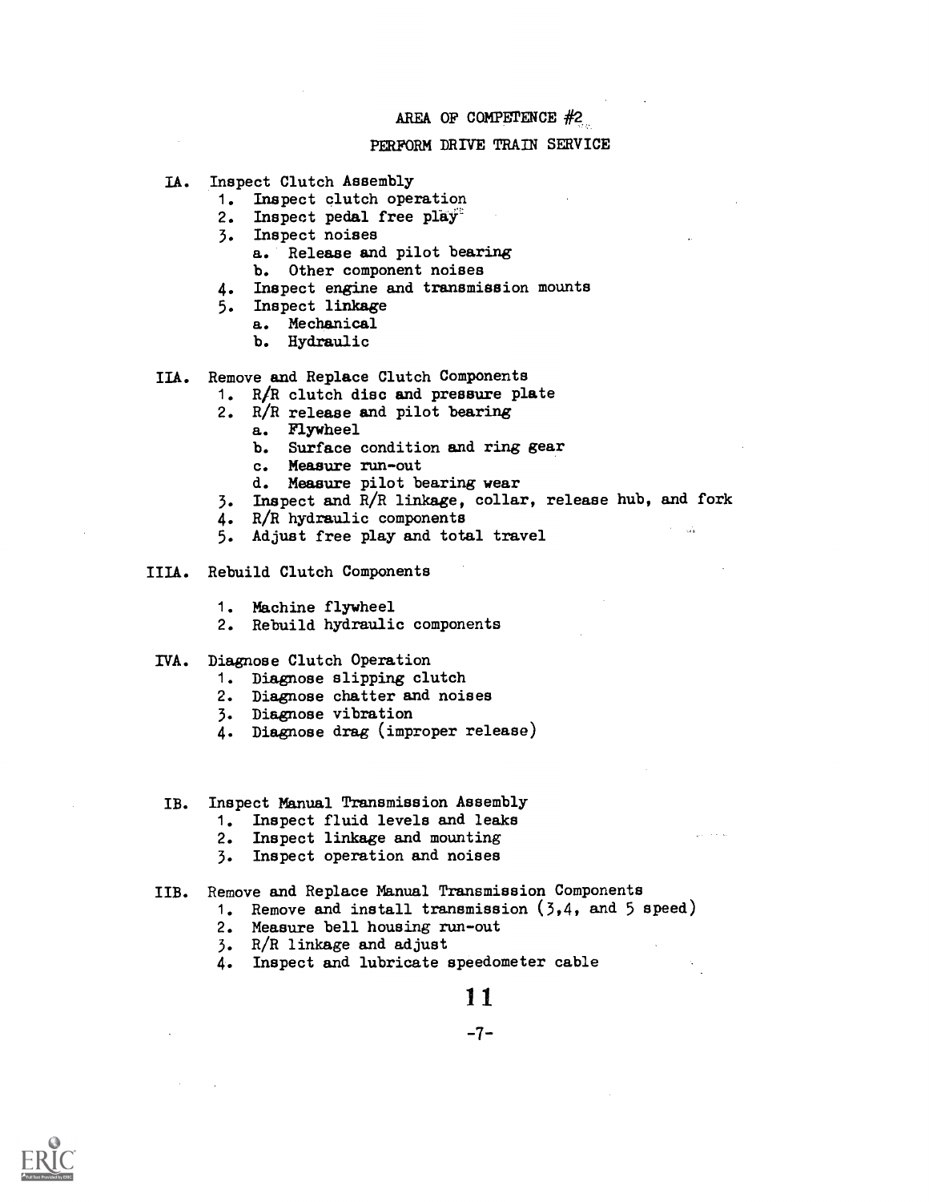## AREA OF COMPETENCE #2

## PERFORM DRIVE TRAIN SERVICE

IA. Inspect Clutch Assembly

1. Inspect clutch operation
2. Inspect pedal free play
3. Inspect noises
   a. Release and pilot bearing
   b. Other component noises
4. Inspect engine and transmission mounts
5. Inspect linkage
   a. Mechanical
   b. Hydraulic

IIA. Remove and Replace Clutch Components

1. R/R clutch disc and pressure plate
2. R/R release and pilot bearing
   a. Flywheel
   b. Surface condition and ring gear
   c. Measure run-out
   d. Measure pilot bearing wear
3. Inspect and R/R linkage, collar, release hub, and fork
4. R/R hydraulic components
5. Adjust free play and total travel

IIIA. Rebuild Clutch Components

1. Machine flywheel
2. Rebuild hydraulic components

IVA. Diagnose Clutch Operation

1. Diagnose slipping clutch
2. Diagnose chatter and noises
3. Diagnose vibration
4. Diagnose drag (improper release)

IB. Inspect Manual Transmission Assembly

1. Inspect fluid levels and leaks
2. Inspect linkage and mounting
3. Inspect operation and noises

IIB. Remove and Replace Manual Transmission Components

1. Remove and install transmission (3,4, and 5 speed)
2. Measure bell housing run-out
3. R/R linkage and adjust
4. Inspect and lubricate speedometer cable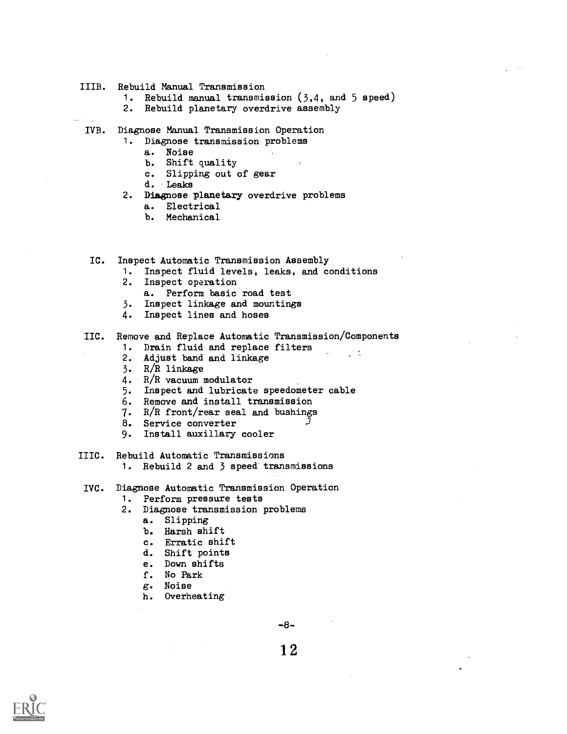IIIB. Rebuild Manual Transmission

1. Rebuild manual transmission (3,4, and 5 speed)
2. Rebuild planetary overdrive assembly

IVB. Diagnose Manual Transmission Operation

1. Diagnose transmission problems
   a. Noise
   b. Shift quality
   c. Slipping out of gear
   d. Leaks
2. Diagnose planetary overdrive problems
   a. Electrical
   b. Mechanical

IC. Inspect Automatic Transmission Assembly

1. Inspect fluid levels, leaks, and conditions
2. Inspect operation
   a. Perform basic road test
3. Inspect linkage and mountings
4. Inspect lines and hoses

IIC. Remove and Replace Automatic Transmission/Components

1. Drain fluid and replace filters
2. Adjust band and linkage
3. R/R linkage
4. R/R vacuum modulator
5. Inspect and lubricate speedometer cable
6. Remove and install transmission
7. R/R front/rear seal and bushings
8. Service converter
9. Install auxillary cooler

IIIC. Rebuild Automatic Transmissions

1. Rebuild 2 and 3 speed transmissions

IVC. Diagnose Automatic Transmission Operation

1. Perform pressure tests
2. Diagnose transmission problems
   a. Slipping
   b. Harsh shift
   c. Erratic shift
   d. Shift points
   e. Down shifts
   f. No Park
   g. Noise
   h. Overheating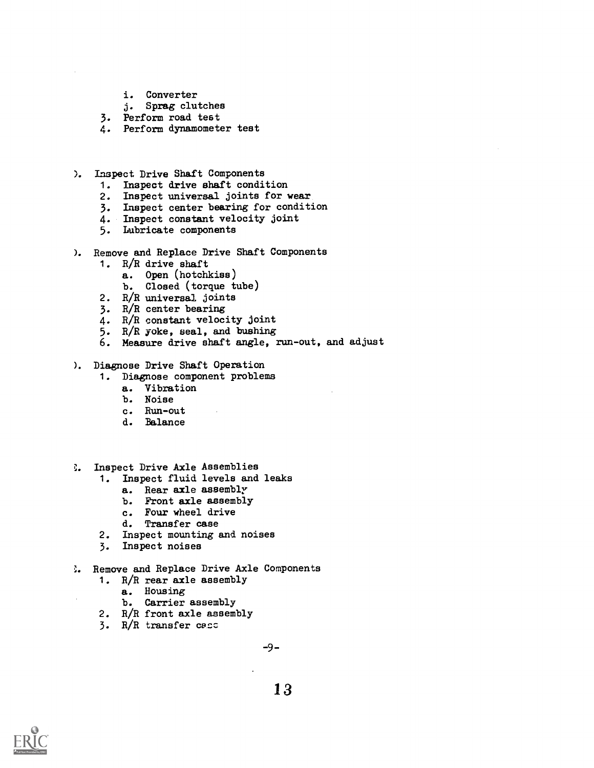i. Converter
   j. Sprag clutches
3. Perform road test
4. Perform dynamometer test

). Inspect Drive Shaft Components
1. Inspect drive shaft condition
2. Inspect universal joints for wear
3. Inspect center bearing for condition
4. Inspect constant velocity joint
5. Lubricate components

). Remove and Replace Drive Shaft Components
1. R/R drive shaft
   a. Open (hotchkiss)
   b. Closed (torque tube)
2. R/R universal joints
3. R/R center bearing
4. R/R constant velocity joint
5. R/R yoke, seal, and bushing
6. Measure drive shaft angle, run-out, and adjust

). Diagnose Drive Shaft Operation
1. Diagnose component problems
   a. Vibration
   b. Noise
   c. Run-out
   d. Balance

:. Inspect Drive Axle Assemblies
1. Inspect fluid levels and leaks
   a. Rear axle assembly
   b. Front axle assembly
   c. Four wheel drive
   d. Transfer case
2. Inspect mounting and noises
3. Inspect noises

:. Remove and Replace Drive Axle Components
1. R/R rear axle assembly
   a. Housing
   b. Carrier assembly
2. R/R front axle assembly
3. R/R transfer case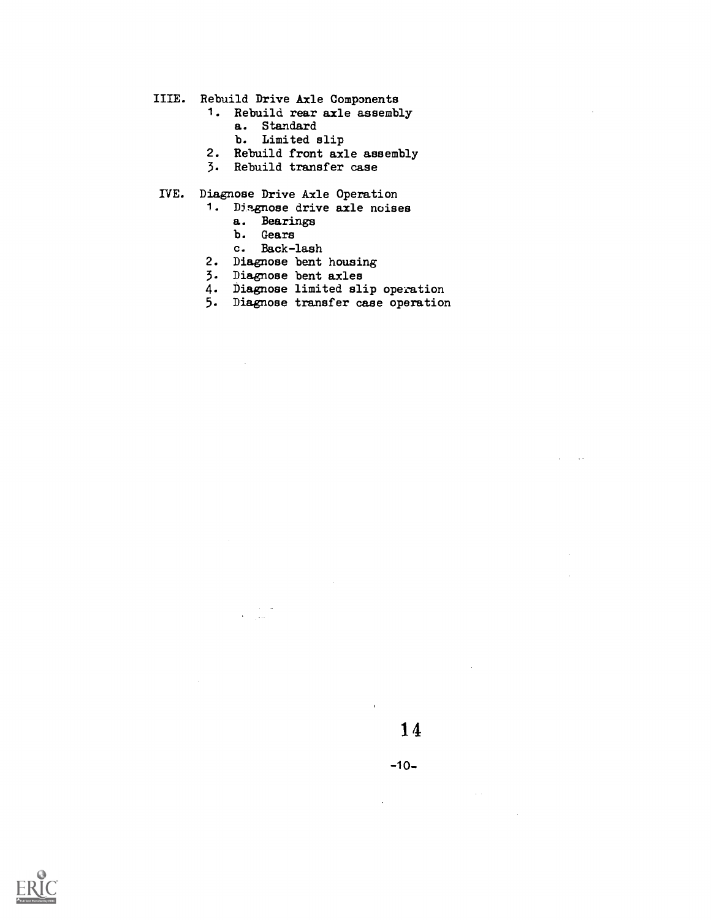IIIE. Rebuild Drive Axle Components

1. Rebuild rear axle assembly
   a. Standard
   b. Limited slip
2. Rebuild front axle assembly
3. Rebuild transfer case

IVE. Diagnose Drive Axle Operation

1. Diagnose drive axle noises
   a. Bearings
   b. Gears
   c. Back-lash
2. Diagnose bent housing
3. Diagnose bent axles
4. Diagnose limited slip operation
5. Diagnose transfer case operation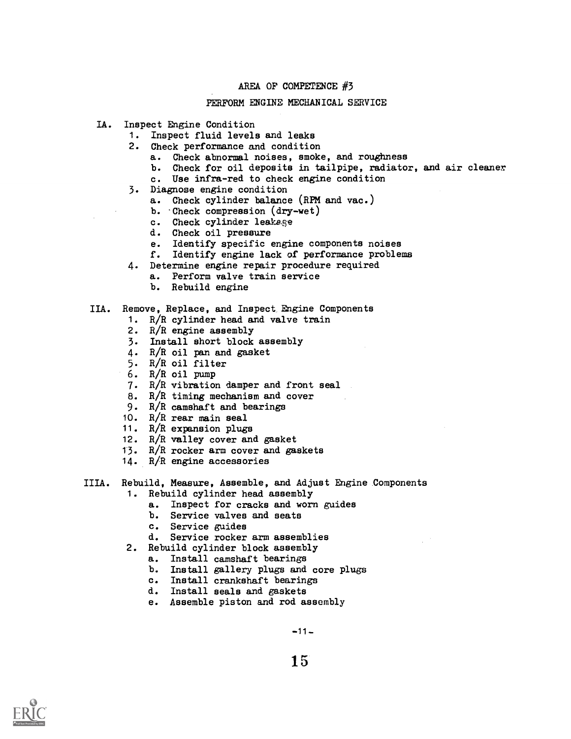## AREA OF COMPETENCE #3

## PERFORM ENGINE MECHANICAL SERVICE

IA. Inspect Engine Condition

1. Inspect fluid levels and leaks
2. Check performance and condition
    a. Check abnormal noises, smoke, and roughness
    b. Check for oil deposits in tailpipe, radiator, and air cleaner
    c. Use infra-red to check engine condition
3. Diagnose engine condition
    a. Check cylinder balance (RPM and vac.)
    b. Check compression (dry-wet)
    c. Check cylinder leakage
    d. Check oil pressure
    e. Identify specific engine components noises
    f. Identify engine lack of performance problems
4. Determine engine repair procedure required
    a. Perform valve train service
    b. Rebuild engine

IIA. Remove, Replace, and Inspect Engine Components

1. R/R cylinder head and valve train
2. R/R engine assembly
3. Install short block assembly
4. R/R oil pan and gasket
5. R/R oil filter
6. R/R oil pump
7. R/R vibration damper and front seal
8. R/R timing mechanism and cover
9. R/R camshaft and bearings
10. R/R rear main seal
11. R/R expansion plugs
12. R/R valley cover and gasket
13. R/R rocker arm cover and gaskets
14. R/R engine accessories

IIIA. Rebuild, Measure, Assemble, and Adjust Engine Components

1. Rebuild cylinder head assembly
    a. Inspect for cracks and worn guides
    b. Service valves and seats
    c. Service guides
    d. Service rocker arm assemblies
2. Rebuild cylinder block assembly
    a. Install camshaft bearings
    b. Install gallery plugs and core plugs
    c. Install crankshaft bearings
    d. Install seals and gaskets
    e. Assemble piston and rod assembly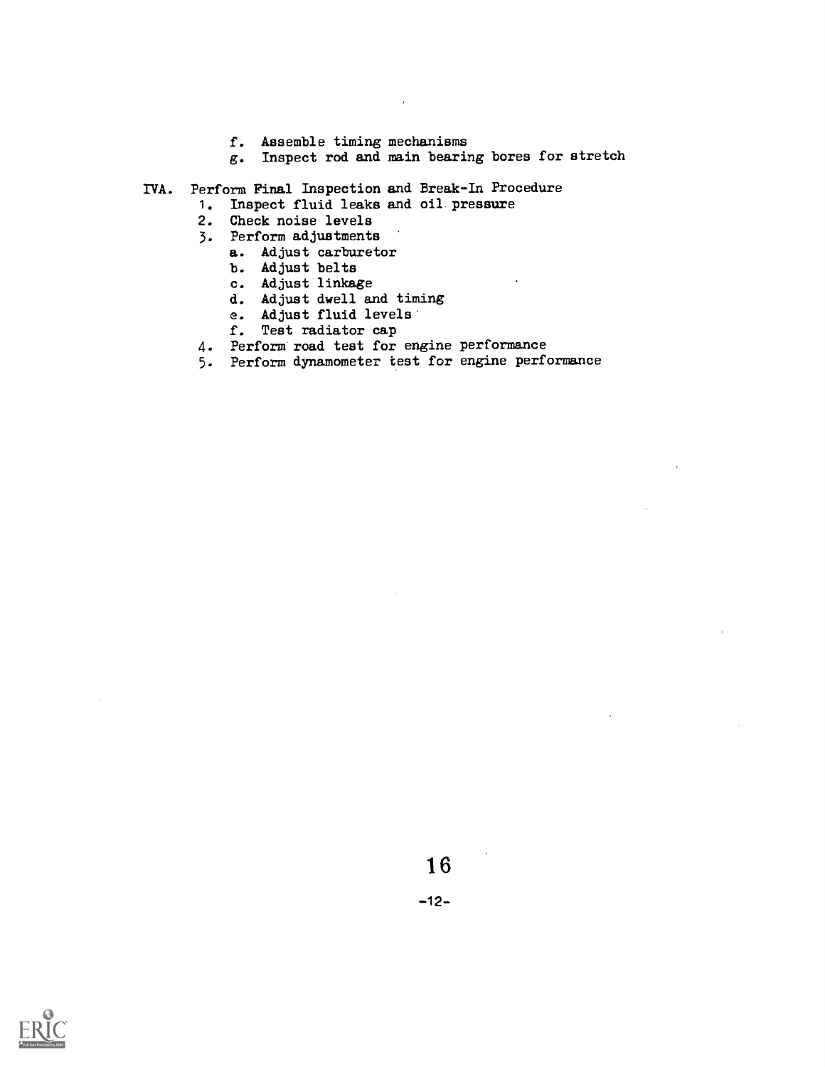f. Assemble timing mechanisms
   g. Inspect rod and main bearing bores for stretch

IVA. Perform Final Inspection and Break-In Procedure

1. Inspect fluid leaks and oil pressure
2. Check noise levels
3. Perform adjustments
   a. Adjust carburetor
   b. Adjust belts
   c. Adjust linkage
   d. Adjust dwell and timing
   e. Adjust fluid levels
   f. Test radiator cap
4. Perform road test for engine performance
5. Perform dynamometer test for engine performance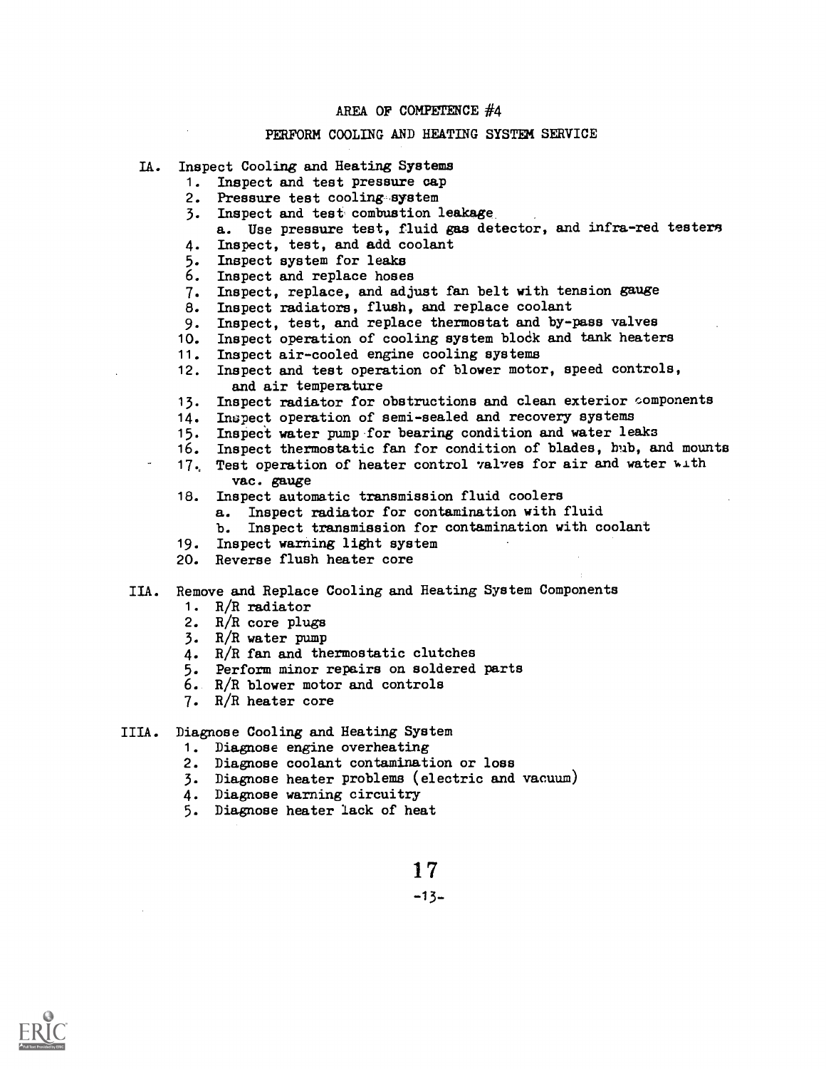## AREA OF COMPETENCE #4

### PERFORM COOLING AND HEATING SYSTEM SERVICE

IA. Inspect Cooling and Heating Systems

1. Inspect and test pressure cap
2. Pressure test cooling system
3. Inspect and test combustion leakage
   a. Use pressure test, fluid gas detector, and infra-red testers
4. Inspect, test, and add coolant
5. Inspect system for leaks
6. Inspect and replace hoses
7. Inspect, replace, and adjust fan belt with tension gauge
8. Inspect radiators, flush, and replace coolant
9. Inspect, test, and replace thermostat and by-pass valves
10. Inspect operation of cooling system block and tank heaters
11. Inspect air-cooled engine cooling systems
12. Inspect and test operation of blower motor, speed controls, and air temperature
13. Inspect radiator for obstructions and clean exterior components
14. Inspect operation of semi-sealed and recovery systems
15. Inspect water pump for bearing condition and water leaks
16. Inspect thermostatic fan for condition of blades, hub, and mounts
17. Test operation of heater control valves for air and water with vac. gauge
18. Inspect automatic transmission fluid coolers
    a. Inspect radiator for contamination with fluid
    b. Inspect transmission for contamination with coolant
19. Inspect warning light system
20. Reverse flush heater core

IIA. Remove and Replace Cooling and Heating System Components

1. R/R radiator
2. R/R core plugs
3. R/R water pump
4. R/R fan and thermostatic clutches
5. Perform minor repairs on soldered parts
6. R/R blower motor and controls
7. R/R heater core

IIIA. Diagnose Cooling and Heating System

1. Diagnose engine overheating
2. Diagnose coolant contamination or loss
3. Diagnose heater problems (electric and vacuum)
4. Diagnose warning circuitry
5. Diagnose heater lack of heat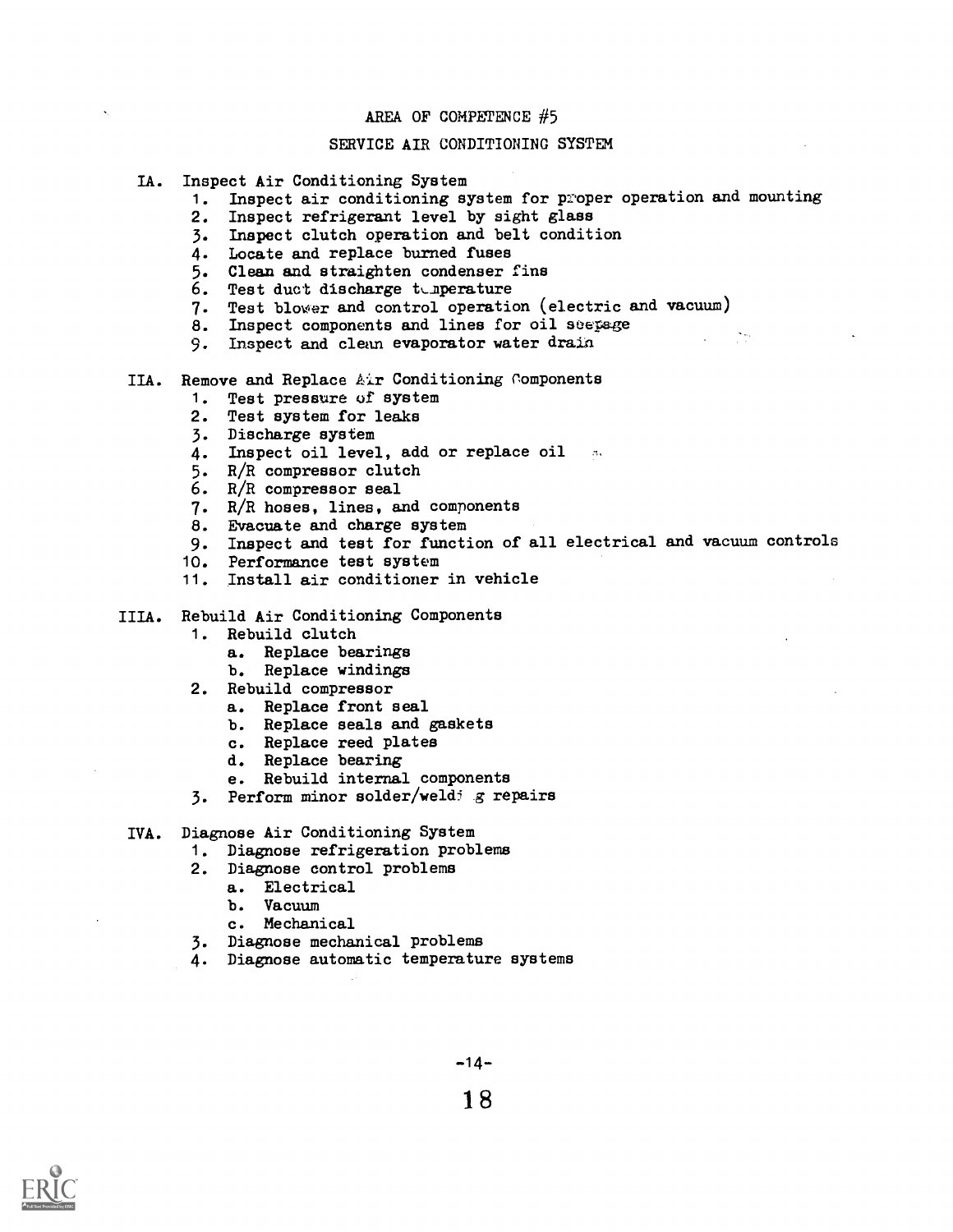# AREA OF COMPETENCE #5

## SERVICE AIR CONDITIONING SYSTEM

IA. Inspect Air Conditioning System
1. Inspect air conditioning system for proper operation and mounting
2. Inspect refrigerant level by sight glass
3. Inspect clutch operation and belt condition
4. Locate and replace burned fuses
5. Clean and straighten condenser fins
6. Test duct discharge temperature
7. Test blower and control operation (electric and vacuum)
8. Inspect components and lines for oil seepage
9. Inspect and clean evaporator water drain

IIA. Remove and Replace Air Conditioning Components
1. Test pressure of system
2. Test system for leaks
3. Discharge system
4. Inspect oil level, add or replace oil
5. R/R compressor clutch
6. R/R compressor seal
7. R/R hoses, lines, and components
8. Evacuate and charge system
9. Inspect and test for function of all electrical and vacuum controls
10. Performance test system
11. Install air conditioner in vehicle

IIIA. Rebuild Air Conditioning Components
1. Rebuild clutch
   a. Replace bearings
   b. Replace windings
2. Rebuild compressor
   a. Replace front seal
   b. Replace seals and gaskets
   c. Replace reed plates
   d. Replace bearing
   e. Rebuild internal components
3. Perform minor solder/welding repairs

IVA. Diagnose Air Conditioning System
1. Diagnose refrigeration problems
2. Diagnose control problems
   a. Electrical
   b. Vacuum
   c. Mechanical
3. Diagnose mechanical problems
4. Diagnose automatic temperature systems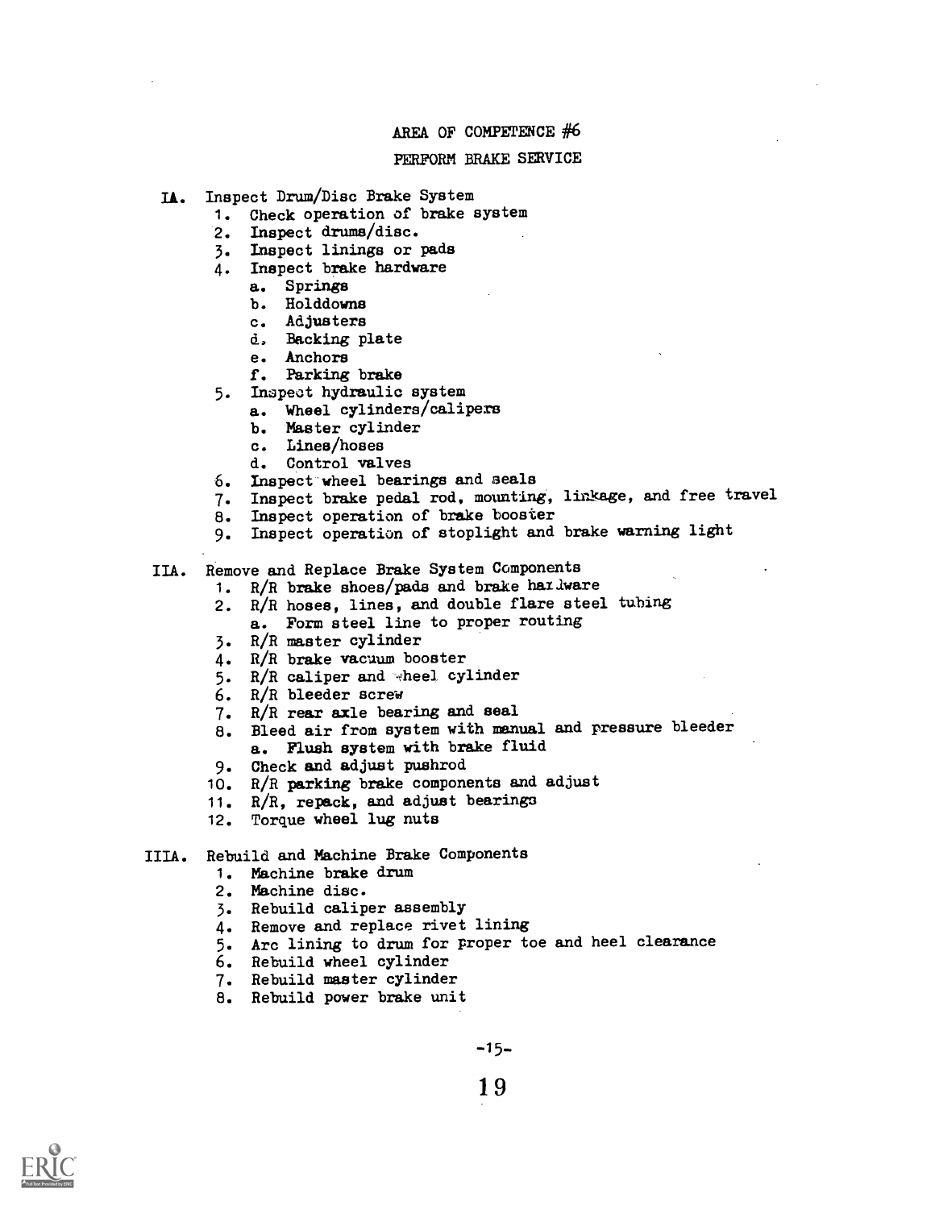# AREA OF COMPETENCE #6

## PERFORM BRAKE SERVICE

IA. Inspect Drum/Disc Brake System

1. Check operation of brake system
2. Inspect drums/disc.
3. Inspect linings or pads
4. Inspect brake hardware
    a. Springs
    b. Holddowns
    c. Adjusters
    d. Backing plate
    e. Anchors
    f. Parking brake
5. Inspect hydraulic system
    a. Wheel cylinders/calipers
    b. Master cylinder
    c. Lines/hoses
    d. Control valves
6. Inspect wheel bearings and seals
7. Inspect brake pedal rod, mounting, linkage, and free travel
8. Inspect operation of brake booster
9. Inspect operation of stoplight and brake warning light

IIA. Remove and Replace Brake System Components

1. R/R brake shoes/pads and brake hardware
2. R/R hoses, lines, and double flare steel tubing
    a. Form steel line to proper routing
3. R/R master cylinder
4. R/R brake vacuum booster
5. R/R caliper and wheel cylinder
6. R/R bleeder screw
7. R/R rear axle bearing and seal
8. Bleed air from system with manual and pressure bleeder
    a. Flush system with brake fluid
9. Check and adjust pushrod
10. R/R parking brake components and adjust
11. R/R, repack, and adjust bearings
12. Torque wheel lug nuts

IIIA. Rebuild and Machine Brake Components

1. Machine brake drum
2. Machine disc.
3. Rebuild caliper assembly
4. Remove and replace rivet lining
5. Arc lining to drum for proper toe and heel clearance
6. Rebuild wheel cylinder
7. Rebuild master cylinder
8. Rebuild power brake unit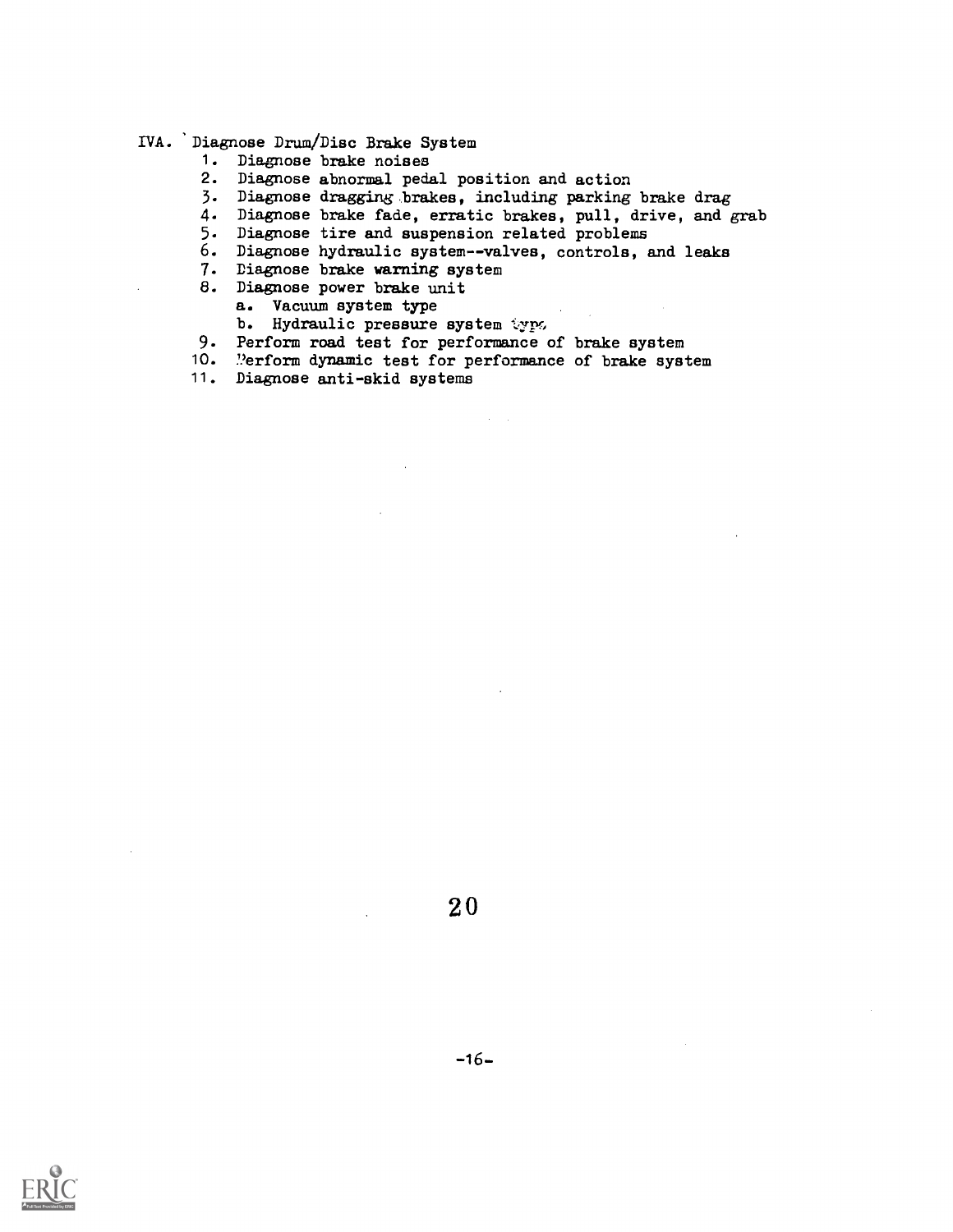IVA. Diagnose Drum/Disc Brake System

1. Diagnose brake noises
2. Diagnose abnormal pedal position and action
3. Diagnose dragging brakes, including parking brake drag
4. Diagnose brake fade, erratic brakes, pull, drive, and grab
5. Diagnose tire and suspension related problems
6. Diagnose hydraulic system--valves, controls, and leaks
7. Diagnose brake warning system
8. Diagnose power brake unit
   a. Vacuum system type
   b. Hydraulic pressure system type
9. Perform road test for performance of brake system
10. Perform dynamic test for performance of brake system
11. Diagnose anti-skid systems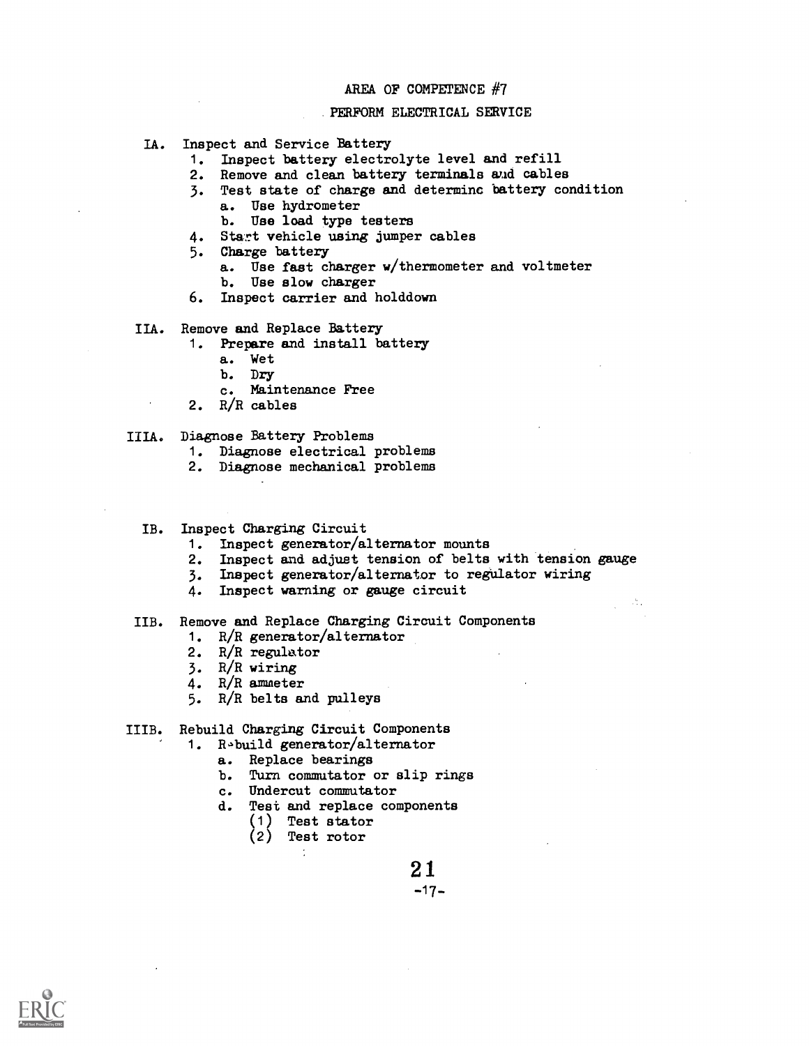# AREA OF COMPETENCE #7

## PERFORM ELECTRICAL SERVICE

IA. Inspect and Service Battery
1. Inspect battery electrolyte level and refill
2. Remove and clean battery terminals and cables
3. Test state of charge and determinc battery condition
    a. Use hydrometer
    b. Use load type testers
4. Start vehicle using jumper cables
5. Charge battery
    a. Use fast charger w/thermometer and voltmeter
    b. Use slow charger
6. Inspect carrier and holddown

IIA. Remove and Replace Battery
1. Prepare and install battery
    a. Wet
    b. Dry
    c. Maintenance Free
2. R/R cables

IIIA. Diagnose Battery Problems
1. Diagnose electrical problems
2. Diagnose mechanical problems

IB. Inspect Charging Circuit
1. Inspect generator/alternator mounts
2. Inspect and adjust tension of belts with tension gauge
3. Inspect generator/alternator to regulator wiring
4. Inspect warning or gauge circuit

IIB. Remove and Replace Charging Circuit Components
1. R/R generator/alternator
2. R/R regulator
3. R/R wiring
4. R/R ammeter
5. R/R belts and pulleys

IIIB. Rebuild Charging Circuit Components
1. Rebuild generator/alternator
    a. Replace bearings
    b. Turn commutator or slip rings
    c. Undercut commutator
    d. Test and replace components
        (1) Test stator
        (2) Test rotor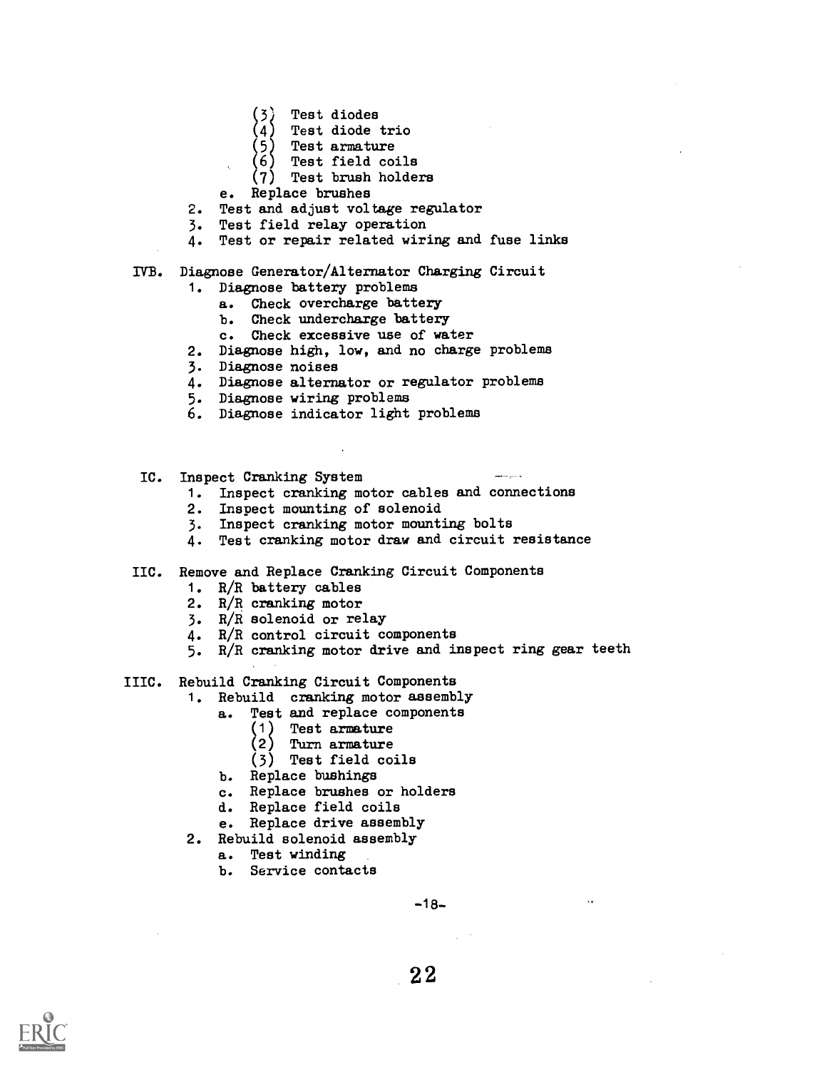(3) Test diodes
(4) Test diode trio
(5) Test armature
(6) Test field coils
(7) Test brush holders

e. Replace brushes

2. Test and adjust voltage regulator
3. Test field relay operation
4. Test or repair related wiring and fuse links

IVB. Diagnose Generator/Alternator Charging Circuit

1. Diagnose battery problems
   a. Check overcharge battery
   b. Check undercharge battery
   c. Check excessive use of water
2. Diagnose high, low, and no charge problems
3. Diagnose noises
4. Diagnose alternator or regulator problems
5. Diagnose wiring problems
6. Diagnose indicator light problems

IC. Inspect Cranking System

1. Inspect cranking motor cables and connections
2. Inspect mounting of solenoid
3. Inspect cranking motor mounting bolts
4. Test cranking motor draw and circuit resistance

IIC. Remove and Replace Cranking Circuit Components

1. R/R battery cables
2. R/R cranking motor
3. R/R solenoid or relay
4. R/R control circuit components
5. R/R cranking motor drive and inspect ring gear teeth

IIIC. Rebuild Cranking Circuit Components

1. Rebuild cranking motor assembly
   a. Test and replace components
      (1) Test armature
      (2) Turn armature
      (3) Test field coils
   b. Replace bushings
   c. Replace brushes or holders
   d. Replace field coils
   e. Replace drive assembly
2. Rebuild solenoid assembly
   a. Test winding
   b. Service contacts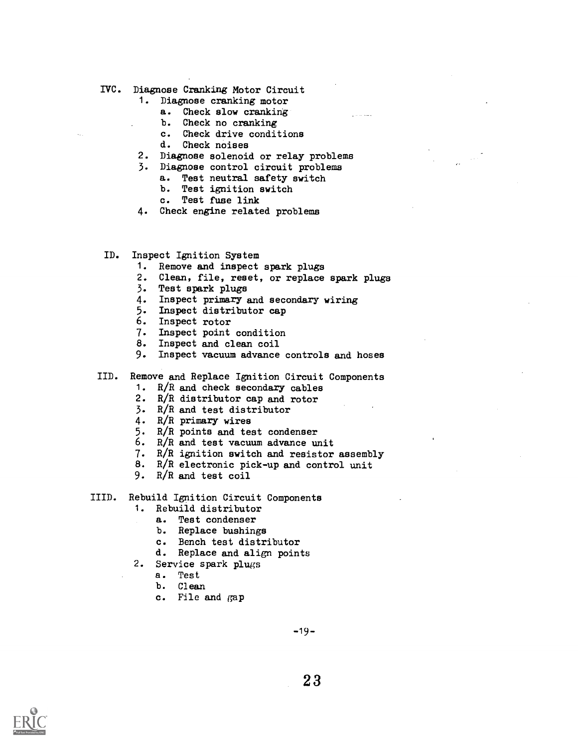IVC. Diagnose Cranking Motor Circuit

1. Diagnose cranking motor
   a. Check slow cranking
   b. Check no cranking
   c. Check drive conditions
   d. Check noises
2. Diagnose solenoid or relay problems
3. Diagnose control circuit problems
   a. Test neutral safety switch
   b. Test ignition switch
   c. Test fuse link
4. Check engine related problems

ID. Inspect Ignition System

1. Remove and inspect spark plugs
2. Clean, file, reset, or replace spark plugs
3. Test spark plugs
4. Inspect primary and secondary wiring
5. Inspect distributor cap
6. Inspect rotor
7. Inspect point condition
8. Inspect and clean coil
9. Inspect vacuum advance controls and hoses

IID. Remove and Replace Ignition Circuit Components

1. R/R and check secondary cables
2. R/R distributor cap and rotor
3. R/R and test distributor
4. R/R primary wires
5. R/R points and test condenser
6. R/R and test vacuum advance unit
7. R/R ignition switch and resistor assembly
8. R/R electronic pick-up and control unit
9. R/R and test coil

IIID. Rebuild Ignition Circuit Components

1. Rebuild distributor
   a. Test condenser
   b. Replace bushings
   c. Bench test distributor
   d. Replace and align points
2. Service spark plugs
   a. Test
   b. Clean
   c. File and gap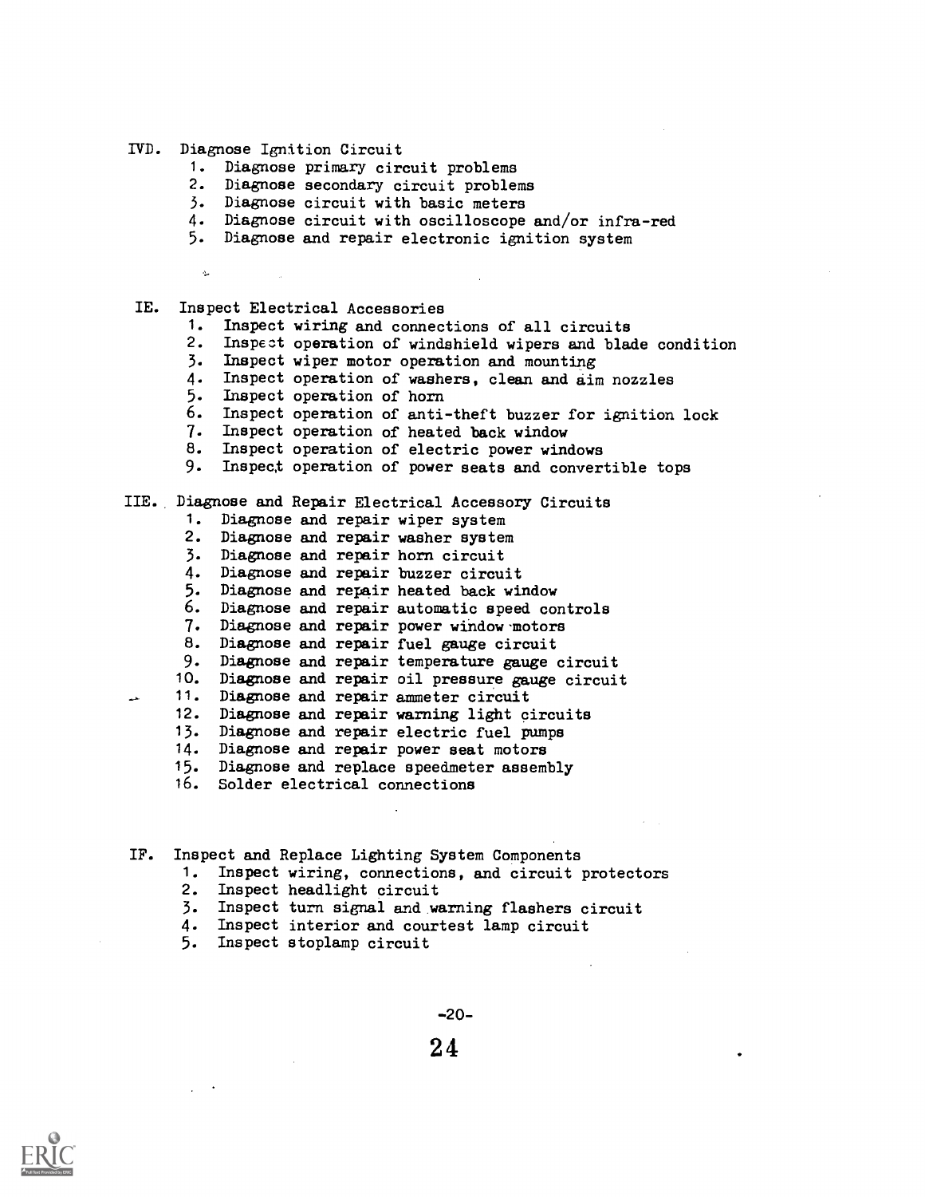IVD. Diagnose Ignition Circuit

1. Diagnose primary circuit problems
2. Diagnose secondary circuit problems
3. Diagnose circuit with basic meters
4. Diagnose circuit with oscilloscope and/or infra-red
5. Diagnose and repair electronic ignition system

IE. Inspect Electrical Accessories

1. Inspect wiring and connections of all circuits
2. Inspect operation of windshield wipers and blade condition
3. Inspect wiper motor operation and mounting
4. Inspect operation of washers, clean and aim nozzles
5. Inspect operation of horn
6. Inspect operation of anti-theft buzzer for ignition lock
7. Inspect operation of heated back window
8. Inspect operation of electric power windows
9. Inspect operation of power seats and convertible tops

IIE. Diagnose and Repair Electrical Accessory Circuits

1. Diagnose and repair wiper system
2. Diagnose and repair washer system
3. Diagnose and repair horn circuit
4. Diagnose and repair buzzer circuit
5. Diagnose and repair heated back window
6. Diagnose and repair automatic speed controls
7. Diagnose and repair power window motors
8. Diagnose and repair fuel gauge circuit
9. Diagnose and repair temperature gauge circuit
10. Diagnose and repair oil pressure gauge circuit
11. Diagnose and repair ammeter circuit
12. Diagnose and repair warning light circuits
13. Diagnose and repair electric fuel pumps
14. Diagnose and repair power seat motors
15. Diagnose and replace speedmeter assembly
16. Solder electrical connections

IF. Inspect and Replace Lighting System Components

1. Inspect wiring, connections, and circuit protectors
2. Inspect headlight circuit
3. Inspect turn signal and warning flashers circuit
4. Inspect interior and courtest lamp circuit
5. Inspect stoplamp circuit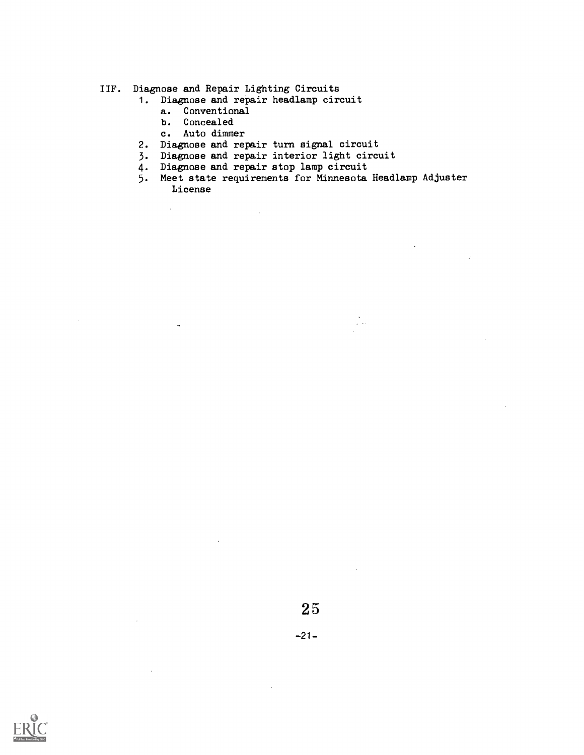IIF. Diagnose and Repair Lighting Circuits

1. Diagnose and repair headlamp circuit
   a. Conventional
   b. Concealed
   c. Auto dimmer
2. Diagnose and repair turn signal circuit
3. Diagnose and repair interior light circuit
4. Diagnose and repair stop lamp circuit
5. Meet state requirements for Minnesota Headlamp Adjuster License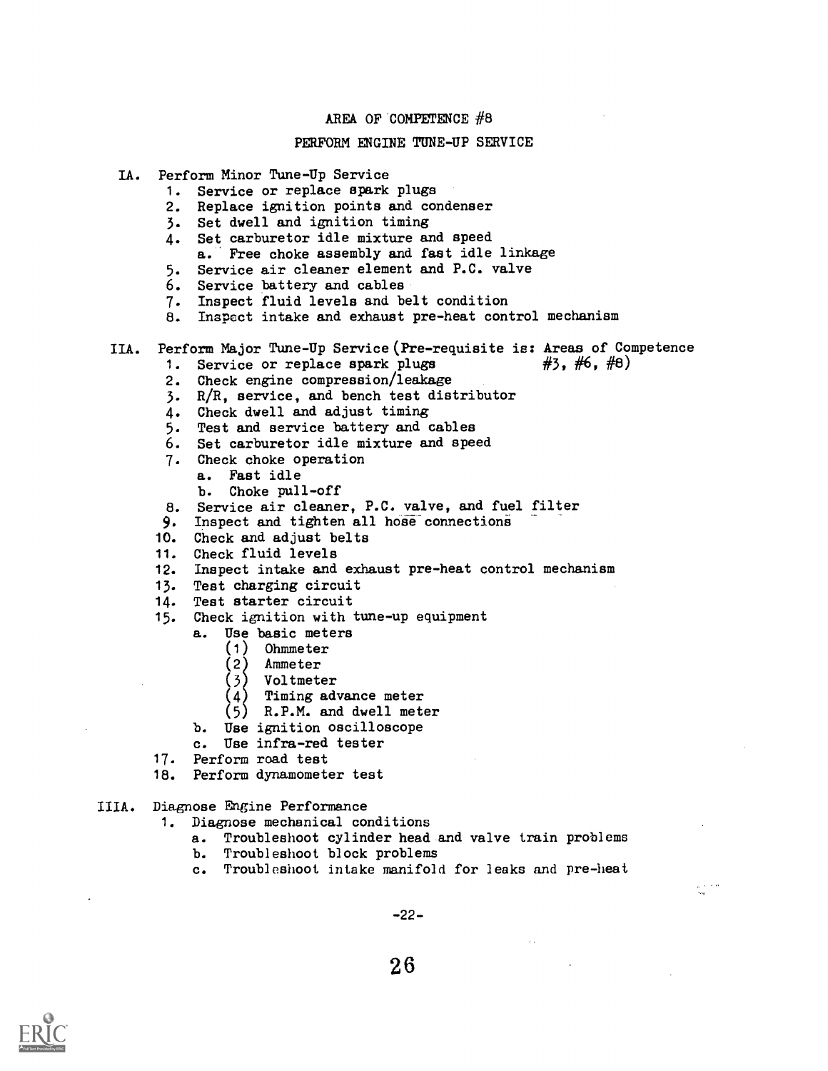AREA OF COMPETENCE #8

PERFORM ENGINE TUNE-UP SERVICE

IA. Perform Minor Tune-Up Service
   1. Service or replace spark plugs
   2. Replace ignition points and condenser
   3. Set dwell and ignition timing
   4. Set carburetor idle mixture and speed
      a. Free choke assembly and fast idle linkage
   5. Service air cleaner element and P.C. valve
   6. Service battery and cables
   7. Inspect fluid levels and belt condition
   8. Inspect intake and exhaust pre-heat control mechanism

IIA. Perform Major Tune-Up Service (Pre-requisite is: Areas of Competence #3, #6, #8)
   1. Service or replace spark plugs
   2. Check engine compression/leakage
   3. R/R, service, and bench test distributor
   4. Check dwell and adjust timing
   5. Test and service battery and cables
   6. Set carburetor idle mixture and speed
   7. Check choke operation
      a. Fast idle
      b. Choke pull-off
   8. Service air cleaner, P.C. valve, and fuel filter
   9. Inspect and tighten all hose connections
   10. Check and adjust belts
   11. Check fluid levels
   12. Inspect intake and exhaust pre-heat control mechanism
   13. Test charging circuit
   14. Test starter circuit
   15. Check ignition with tune-up equipment
      a. Use basic meters
         (1) Ohmmeter
         (2) Ammeter
         (3) Voltmeter
         (4) Timing advance meter
         (5) R.P.M. and dwell meter
      b. Use ignition oscilloscope
      c. Use infra-red tester
   17. Perform road test
   18. Perform dynamometer test

IIIA. Diagnose Engine Performance
   1. Diagnose mechanical conditions
      a. Troubleshoot cylinder head and valve train problems
      b. Troubleshoot block problems
      c. Troubleshoot intake manifold for leaks and pre-heat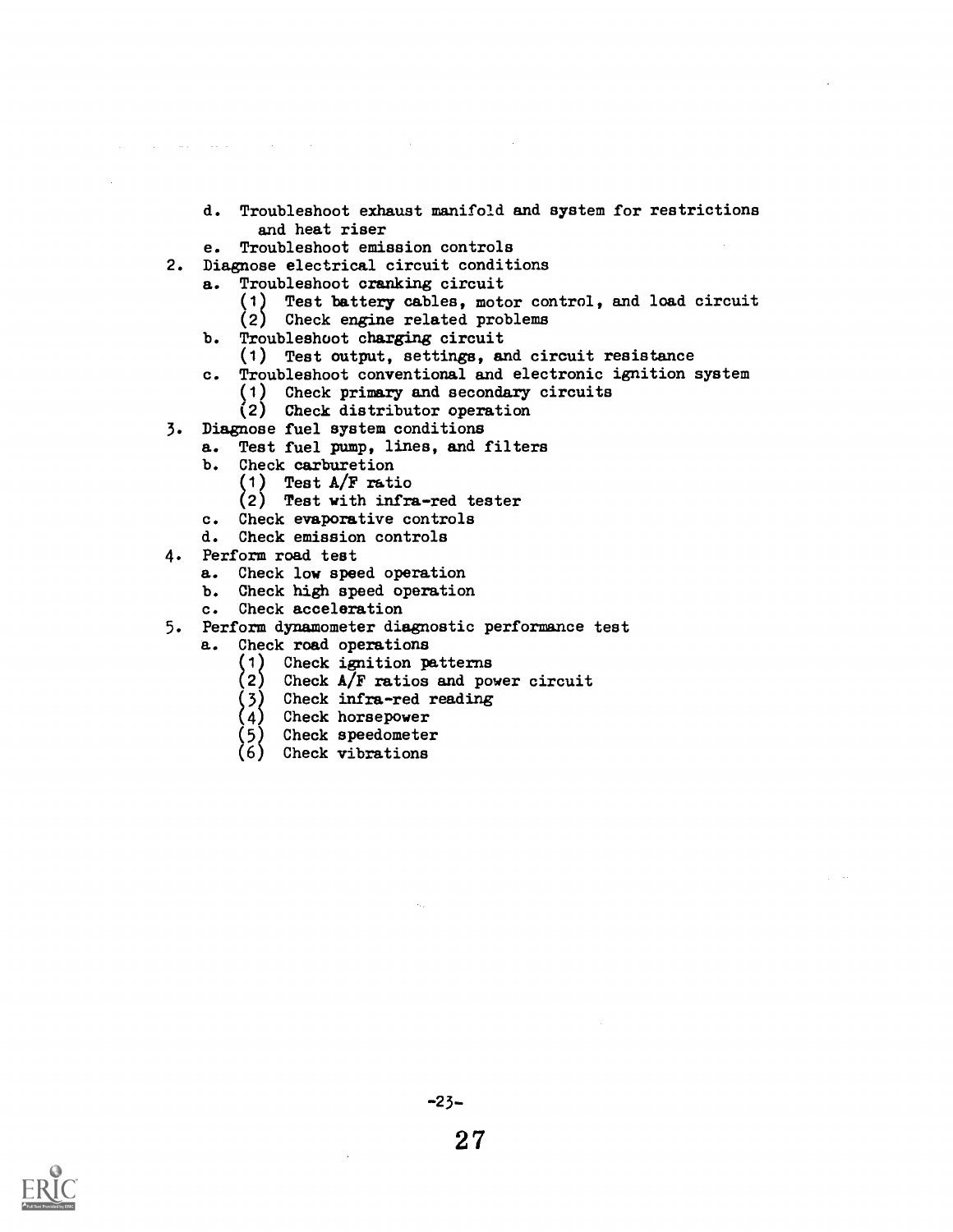d. Troubleshoot exhaust manifold and system for restrictions and heat riser
   e. Troubleshoot emission controls
2. Diagnose electrical circuit conditions
   a. Troubleshoot cranking circuit
      (1) Test battery cables, motor control, and load circuit
      (2) Check engine related problems
   b. Troubleshoot charging circuit
      (1) Test output, settings, and circuit resistance
   c. Troubleshoot conventional and electronic ignition system
      (1) Check primary and secondary circuits
      (2) Check distributor operation
3. Diagnose fuel system conditions
   a. Test fuel pump, lines, and filters
   b. Check carburetion
      (1) Test A/F ratio
      (2) Test with infra-red tester
   c. Check evaporative controls
   d. Check emission controls
4. Perform road test
   a. Check low speed operation
   b. Check high speed operation
   c. Check acceleration
5. Perform dynamometer diagnostic performance test
   a. Check road operations
      (1) Check ignition patterns
      (2) Check A/F ratios and power circuit
      (3) Check infra-red reading
      (4) Check horsepower
      (5) Check speedometer
      (6) Check vibrations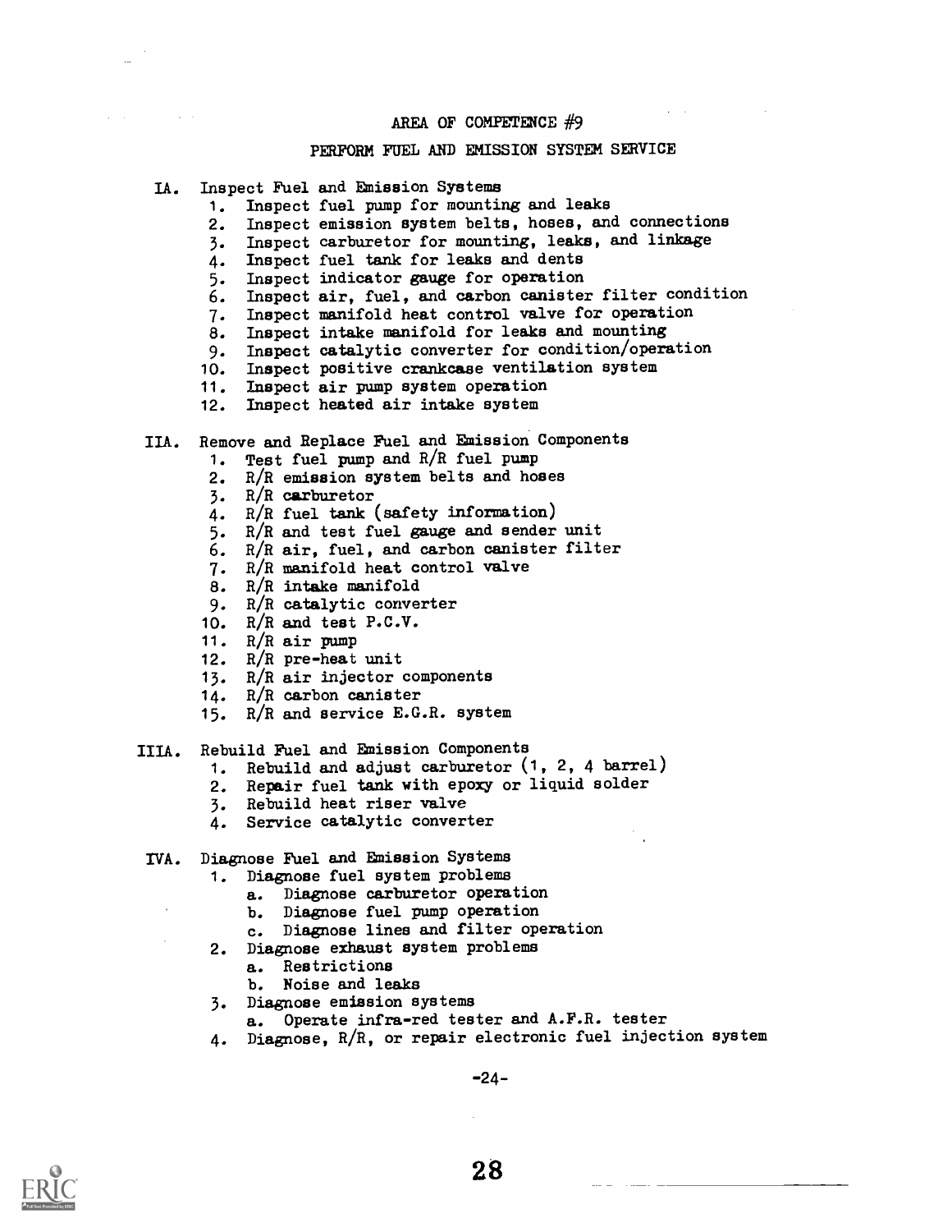# AREA OF COMPETENCE #9

## PERFORM FUEL AND EMISSION SYSTEM SERVICE

IA. Inspect Fuel and Emission Systems

1. Inspect fuel pump for mounting and leaks
2. Inspect emission system belts, hoses, and connections
3. Inspect carburetor for mounting, leaks, and linkage
4. Inspect fuel tank for leaks and dents
5. Inspect indicator gauge for operation
6. Inspect air, fuel, and carbon canister filter condition
7. Inspect manifold heat control valve for operation
8. Inspect intake manifold for leaks and mounting
9. Inspect catalytic converter for condition/operation
10. Inspect positive crankcase ventilation system
11. Inspect air pump system operation
12. Inspect heated air intake system

IIA. Remove and Replace Fuel and Emission Components

1. Test fuel pump and R/R fuel pump
2. R/R emission system belts and hoses
3. R/R carburetor
4. R/R fuel tank (safety information)
5. R/R and test fuel gauge and sender unit
6. R/R air, fuel, and carbon canister filter
7. R/R manifold heat control valve
8. R/R intake manifold
9. R/R catalytic converter
10. R/R and test P.C.V.
11. R/R air pump
12. R/R pre-heat unit
13. R/R air injector components
14. R/R carbon canister
15. R/R and service E.G.R. system

IIIA. Rebuild Fuel and Emission Components

1. Rebuild and adjust carburetor (1, 2, 4 barrel)
2. Repair fuel tank with epoxy or liquid solder
3. Rebuild heat riser valve
4. Service catalytic converter

IVA. Diagnose Fuel and Emission Systems

1. Diagnose fuel system problems
   a. Diagnose carburetor operation
   b. Diagnose fuel pump operation
   c. Diagnose lines and filter operation
2. Diagnose exhaust system problems
   a. Restrictions
   b. Noise and leaks
3. Diagnose emission systems
   a. Operate infra-red tester and A.F.R. tester
4. Diagnose, R/R, or repair electronic fuel injection system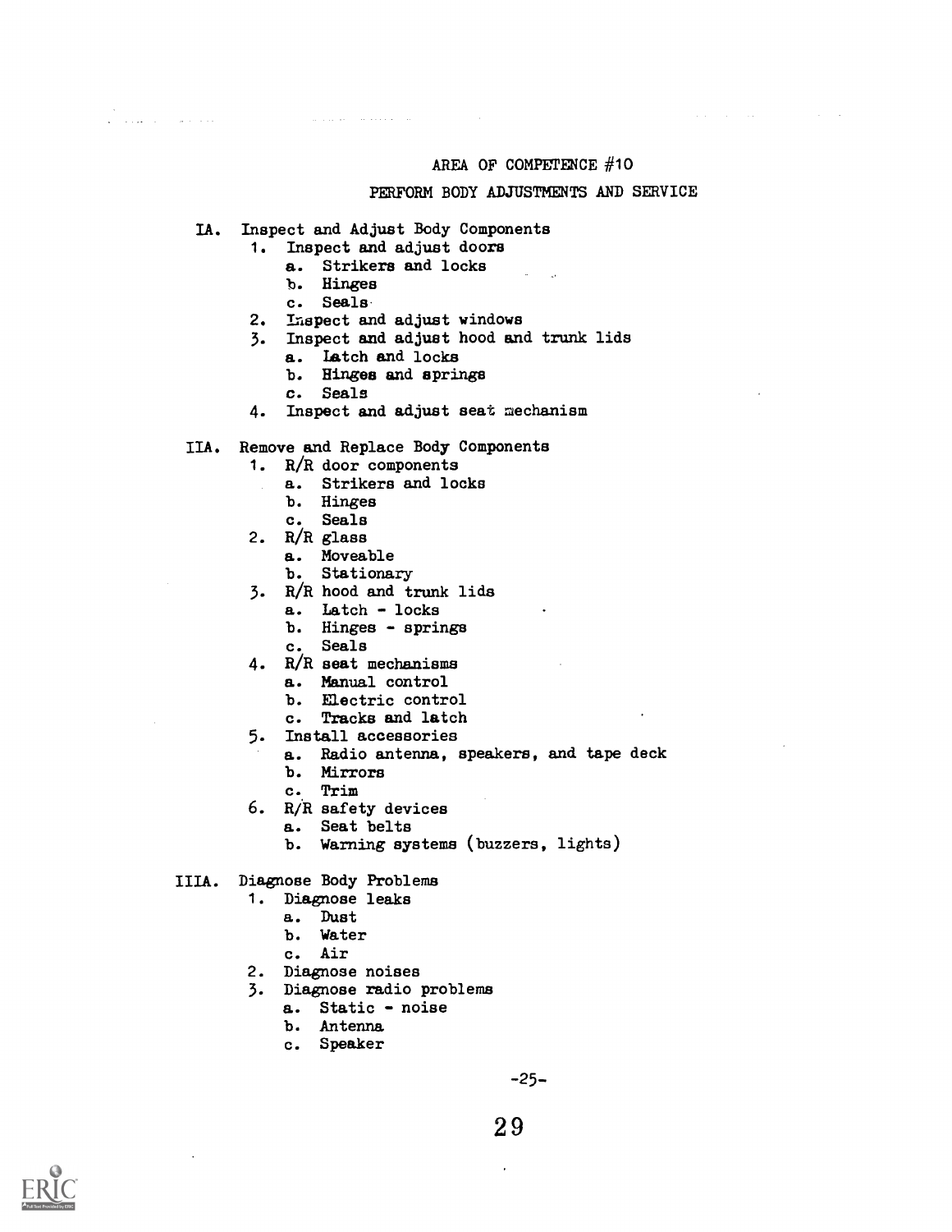## AREA OF COMPETENCE #10

## PERFORM BODY ADJUSTMENTS AND SERVICE

IA. Inspect and Adjust Body Components
   1. Inspect and adjust doors
      a. Strikers and locks
      b. Hinges
      c. Seals
   2. Inspect and adjust windows
   3. Inspect and adjust hood and trunk lids
      a. Latch and locks
      b. Hinges and springs
      c. Seals
   4. Inspect and adjust seat mechanism

IIA. Remove and Replace Body Components
   1. R/R door components
      a. Strikers and locks
      b. Hinges
      c. Seals
   2. R/R glass
      a. Moveable
      b. Stationary
   3. R/R hood and trunk lids
      a. Latch - locks
      b. Hinges - springs
      c. Seals
   4. R/R seat mechanisms
      a. Manual control
      b. Electric control
      c. Tracks and latch
   5. Install accessories
      a. Radio antenna, speakers, and tape deck
      b. Mirrors
      c. Trim
   6. R/R safety devices
      a. Seat belts
      b. Warning systems (buzzers, lights)

IIIA. Diagnose Body Problems
   1. Diagnose leaks
      a. Dust
      b. Water
      c. Air
   2. Diagnose noises
   3. Diagnose radio problems
      a. Static - noise
      b. Antenna
      c. Speaker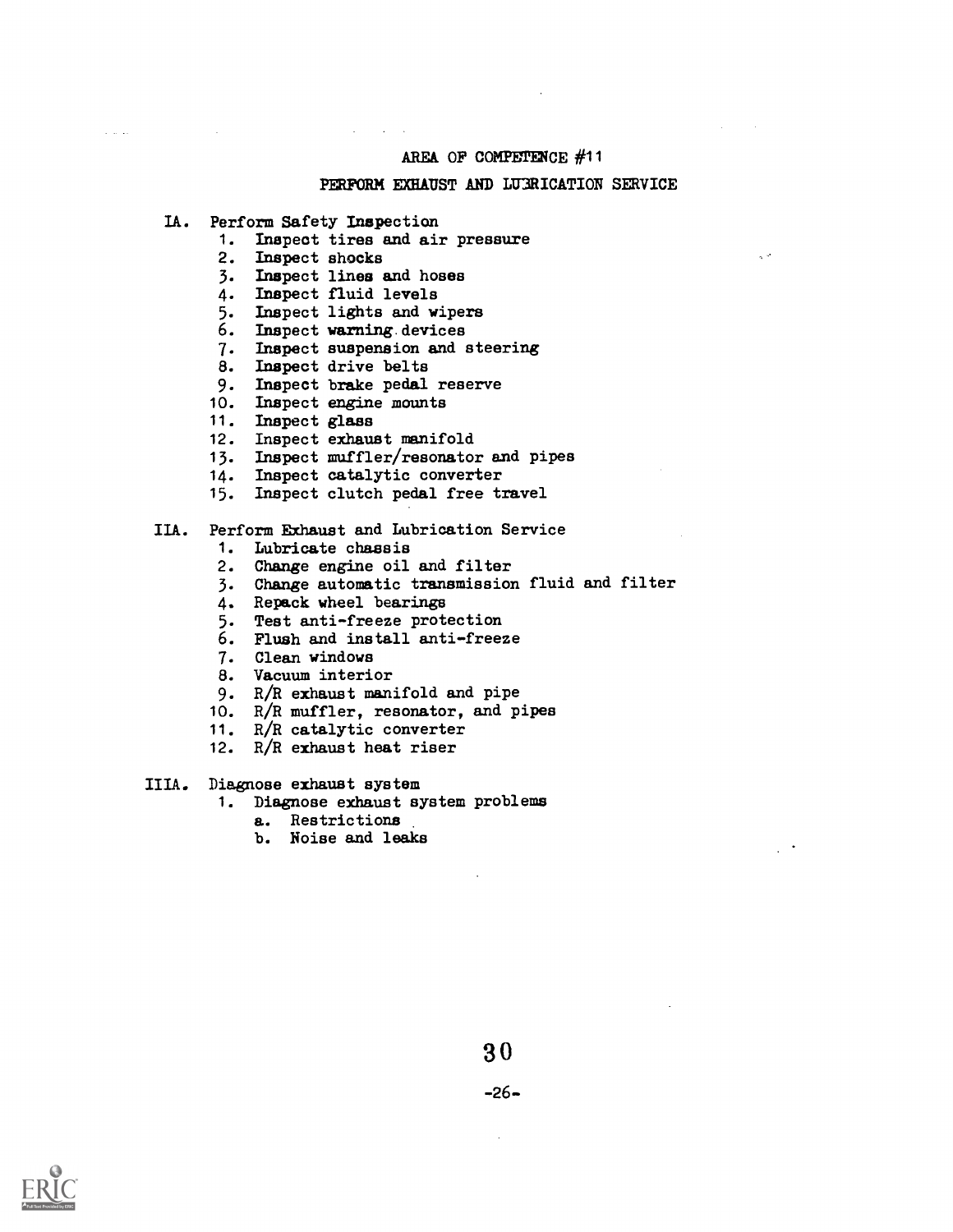## AREA OF COMPETENCE #11

### PERFORM EXHAUST AND LUBRICATION SERVICE

IA. Perform Safety Inspection

1. Inspect tires and air pressure
2. Inspect shocks
3. Inspect lines and hoses
4. Inspect fluid levels
5. Inspect lights and wipers
6. Inspect warning devices
7. Inspect suspension and steering
8. Inspect drive belts
9. Inspect brake pedal reserve
10. Inspect engine mounts
11. Inspect glass
12. Inspect exhaust manifold
13. Inspect muffler/resonator and pipes
14. Inspect catalytic converter
15. Inspect clutch pedal free travel

IIA. Perform Exhaust and Lubrication Service

1. Lubricate chassis
2. Change engine oil and filter
3. Change automatic transmission fluid and filter
4. Repack wheel bearings
5. Test anti-freeze protection
6. Flush and install anti-freeze
7. Clean windows
8. Vacuum interior
9. R/R exhaust manifold and pipe
10. R/R muffler, resonator, and pipes
11. R/R catalytic converter
12. R/R exhaust heat riser

IIIA. Diagnose exhaust system

1. Diagnose exhaust system problems
   a. Restrictions
   b. Noise and leaks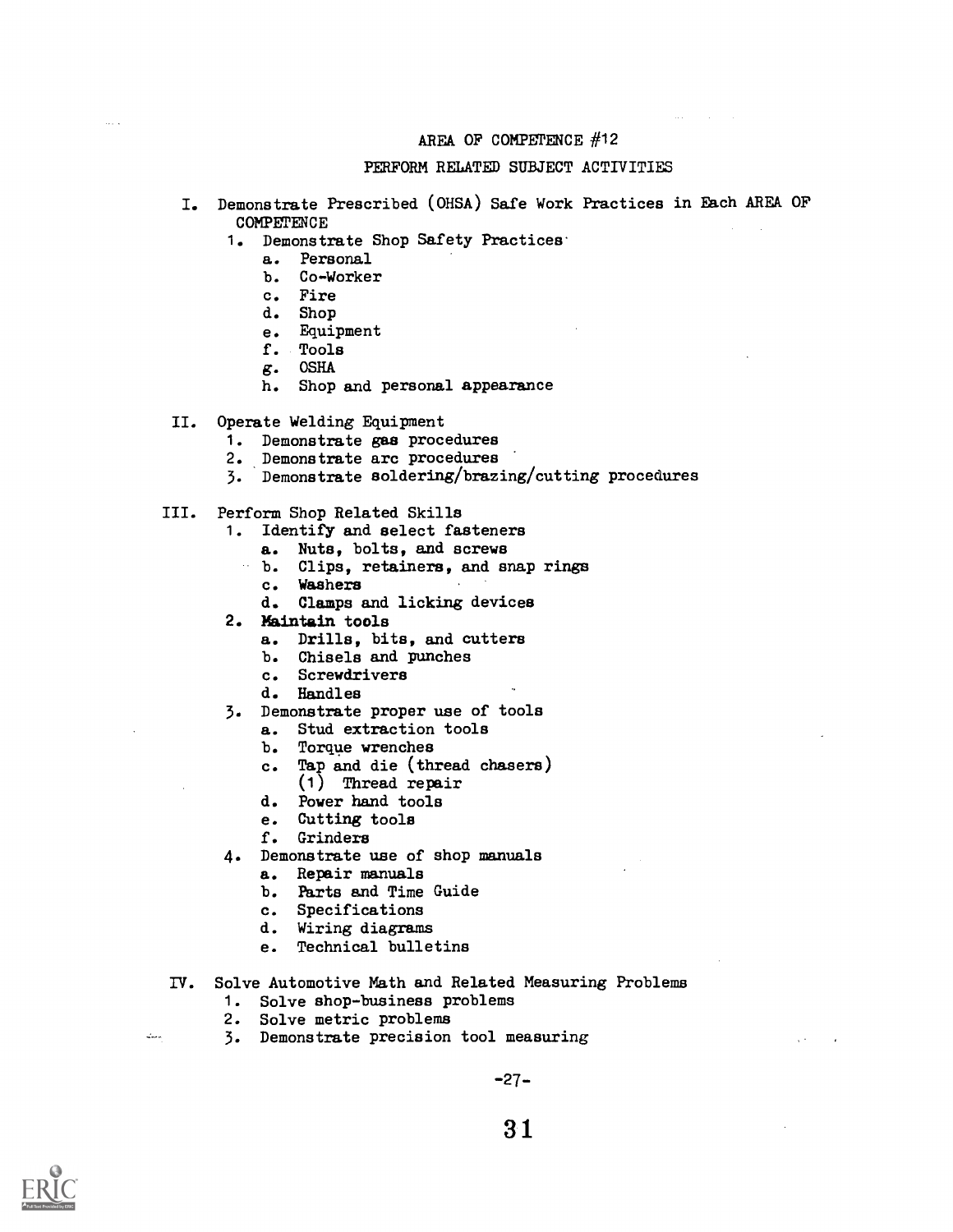## AREA OF COMPETENCE #12

## PERFORM RELATED SUBJECT ACTIVITIES

I. Demonstrate Prescribed (OHSA) Safe Work Practices in Each AREA OF COMPETENCE
   1. Demonstrate Shop Safety Practices
      a. Personal
      b. Co-Worker
      c. Fire
      d. Shop
      e. Equipment
      f. Tools
      g. OSHA
      h. Shop and personal appearance

II. Operate Welding Equipment
   1. Demonstrate gas procedures
   2. Demonstrate arc procedures
   3. Demonstrate soldering/brazing/cutting procedures

III. Perform Shop Related Skills
   1. Identify and select fasteners
      a. Nuts, bolts, and screws
      b. Clips, retainers, and snap rings
      c. Washers
      d. Clamps and licking devices
   2. Maintain tools
      a. Drills, bits, and cutters
      b. Chisels and punches
      c. Screwdrivers
      d. Handles
   3. Demonstrate proper use of tools
      a. Stud extraction tools
      b. Torque wrenches
      c. Tap and die (thread chasers)
         (1) Thread repair
      d. Power hand tools
      e. Cutting tools
      f. Grinders
   4. Demonstrate use of shop manuals
      a. Repair manuals
      b. Parts and Time Guide
      c. Specifications
      d. Wiring diagrams
      e. Technical bulletins

IV. Solve Automotive Math and Related Measuring Problems
   1. Solve shop-business problems
   2. Solve metric problems
   3. Demonstrate precision tool measuring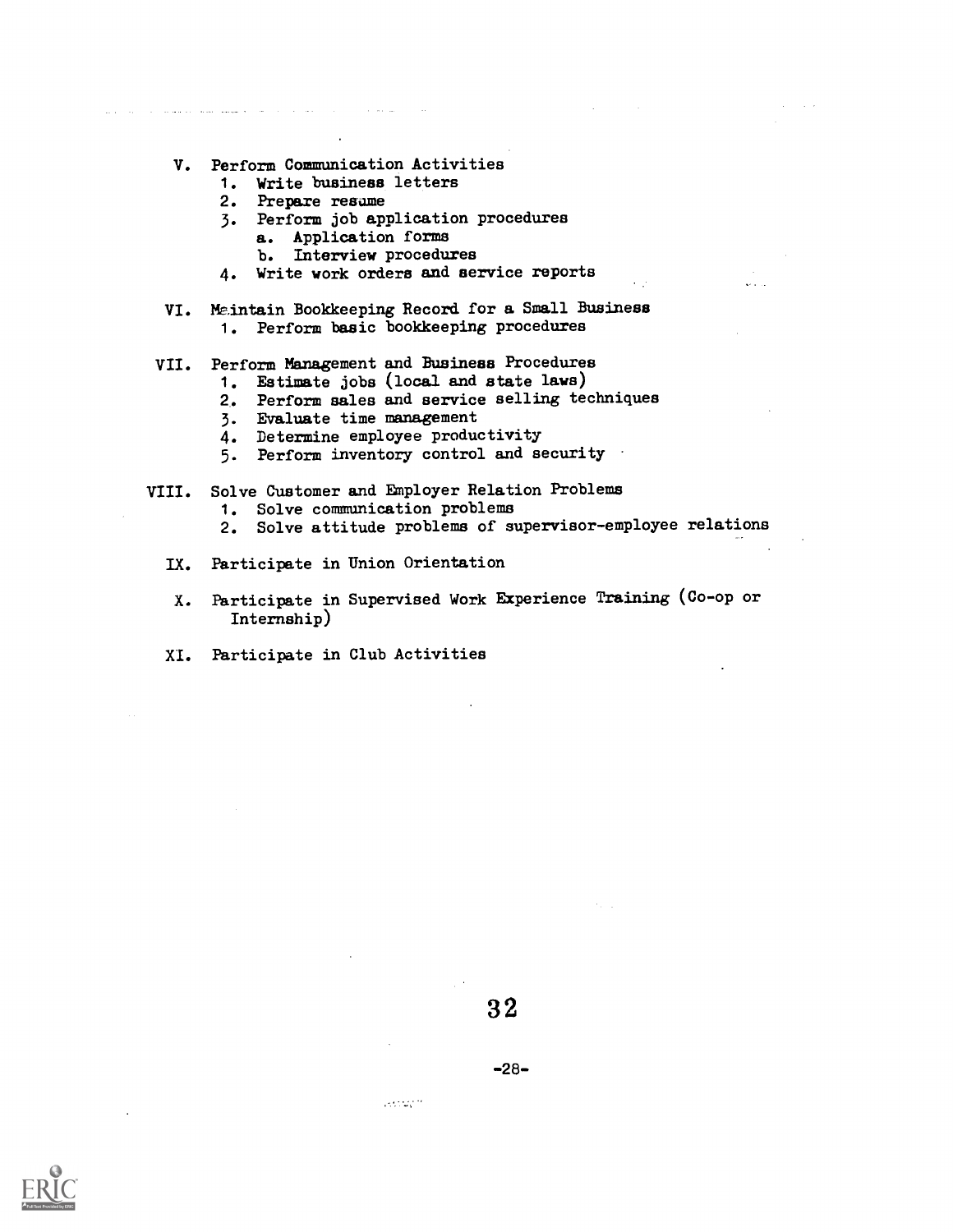V. Perform Communication Activities
   1. Write business letters
   2. Prepare resume
   3. Perform job application procedures
      a. Application forms
      b. Interview procedures
   4. Write work orders and service reports

VI. Maintain Bookkeeping Record for a Small Business
   1. Perform basic bookkeeping procedures

VII. Perform Management and Business Procedures
   1. Estimate jobs (local and state laws)
   2. Perform sales and service selling techniques
   3. Evaluate time management
   4. Determine employee productivity
   5. Perform inventory control and security

VIII. Solve Customer and Employer Relation Problems
   1. Solve communication problems
   2. Solve attitude problems of supervisor-employee relations

IX. Participate in Union Orientation

X. Participate in Supervised Work Experience Training (Co-op or Internship)

XI. Participate in Club Activities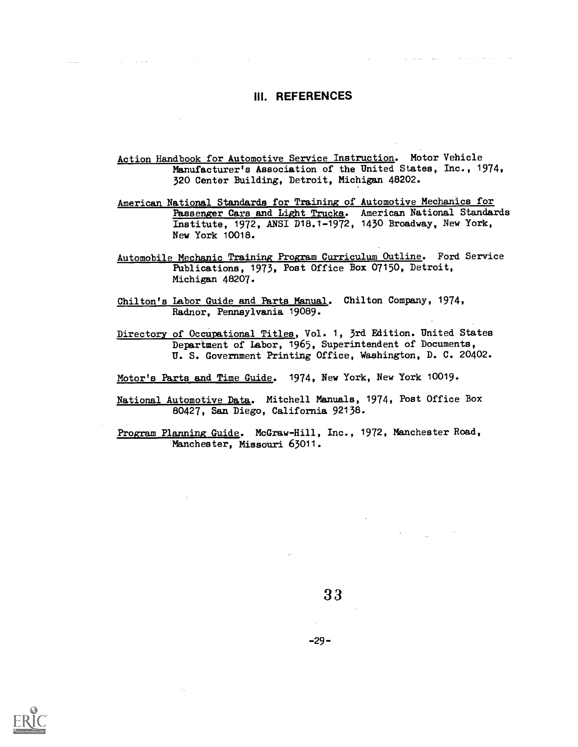## III. REFERENCES

Action Handbook for Automotive Service Instruction. Motor Vehicle Manufacturer's Association of the United States, Inc., 1974, 320 Center Building, Detroit, Michigan 48202.

American National Standards for Training of Automotive Mechanics for Passenger Cars and Light Trucks. American National Standards Institute, 1972, ANSI D18.1-1972, 1430 Broadway, New York, New York 10018.

Automobile Mechanic Training Program Curriculum Outline. Ford Service Publications, 1973, Post Office Box 07150, Detroit, Michigan 48207.

Chilton's Labor Guide and Parts Manual. Chilton Company, 1974, Radnor, Pennsylvania 19089.

Directory of Occupational Titles, Vol. 1, 3rd Edition. United States Department of Labor, 1965, Superintendent of Documents, U. S. Government Printing Office, Washington, D. C. 20402.

Motor's Parts and Time Guide. 1974, New York, New York 10019.

National Automotive Data. Mitchell Manuals, 1974, Post Office Box 80427, San Diego, California 92138.

Program Planning Guide. McGraw-Hill, Inc., 1972, Manchester Road, Manchester, Missouri 63011.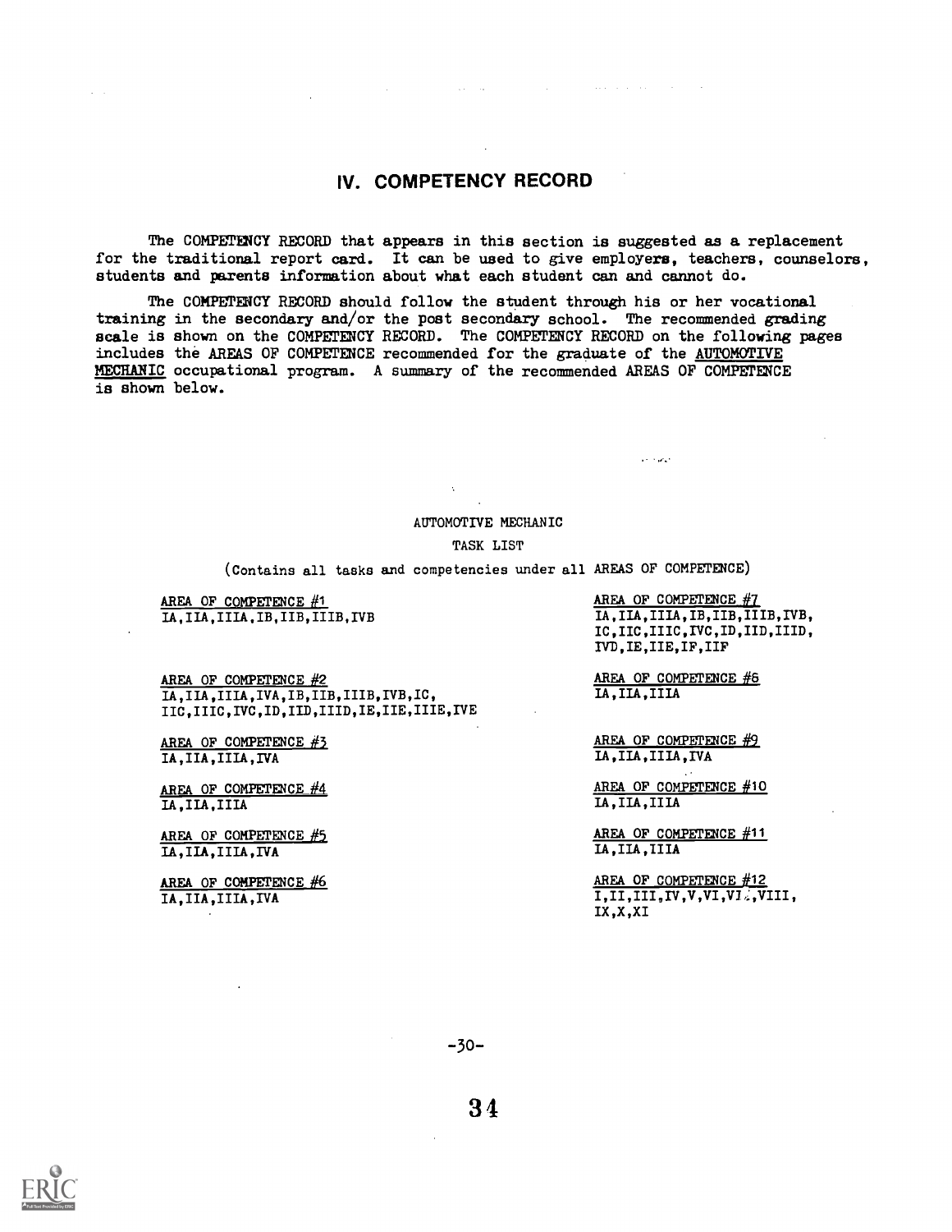# IV. COMPETENCY RECORD

The COMPETENCY RECORD that appears in this section is suggested as a replacement for the traditional report card. It can be used to give employers, teachers, counselors, students and parents information about what each student can and cannot do.

The COMPETENCY RECORD should follow the student through his or her vocational training in the secondary and/or the post secondary school. The recommended grading scale is shown on the COMPETENCY RECORD. The COMPETENCY RECORD on the following pages includes the AREAS OF COMPETENCE recommended for the graduate of the AUTOMOTIVE MECHANIC occupational program. A summary of the recommended AREAS OF COMPETENCE is shown below.

AUTOMOTIVE MECHANIC

TASK LIST

(Contains all tasks and competencies under all AREAS OF COMPETENCE)

AREA OF COMPETENCE #1
IA,IIA,IIIA,IB,IIB,IIIB,IVB

AREA OF COMPETENCE #2
IA,IIA,IIIA,IVA,IB,IIB,IIIB,IVB,IC,
IIC,IIIC,IVC,ID,IID,IIID,IE,IIE,IIIE,IVE

AREA OF COMPETENCE #3
IA,IIA,IIIA,IVA

AREA OF COMPETENCE #4
IA,IIA,IIIA

AREA OF COMPETENCE #5
IA,IIA,IIIA,IVA

AREA OF COMPETENCE #6
IA,IIA,IIIA,IVA

AREA OF COMPETENCE #7
IA,IIA,IIIA,IB,IIB,IIIB,IVB,
IC,IIC,IIIC,IVC,ID,IID,IIID,
IVD,IE,IIE,IF,IIF

AREA OF COMPETENCE #8
IA,IIA,IIIA

AREA OF COMPETENCE #9
IA,IIA,IIIA,IVA

AREA OF COMPETENCE #10
IA,IIA,IIIA

AREA OF COMPETENCE #11
IA,IIA,IIIA

AREA OF COMPETENCE #12
I,II,III,IV,V,VI,VII,VIII,
IX,X,XI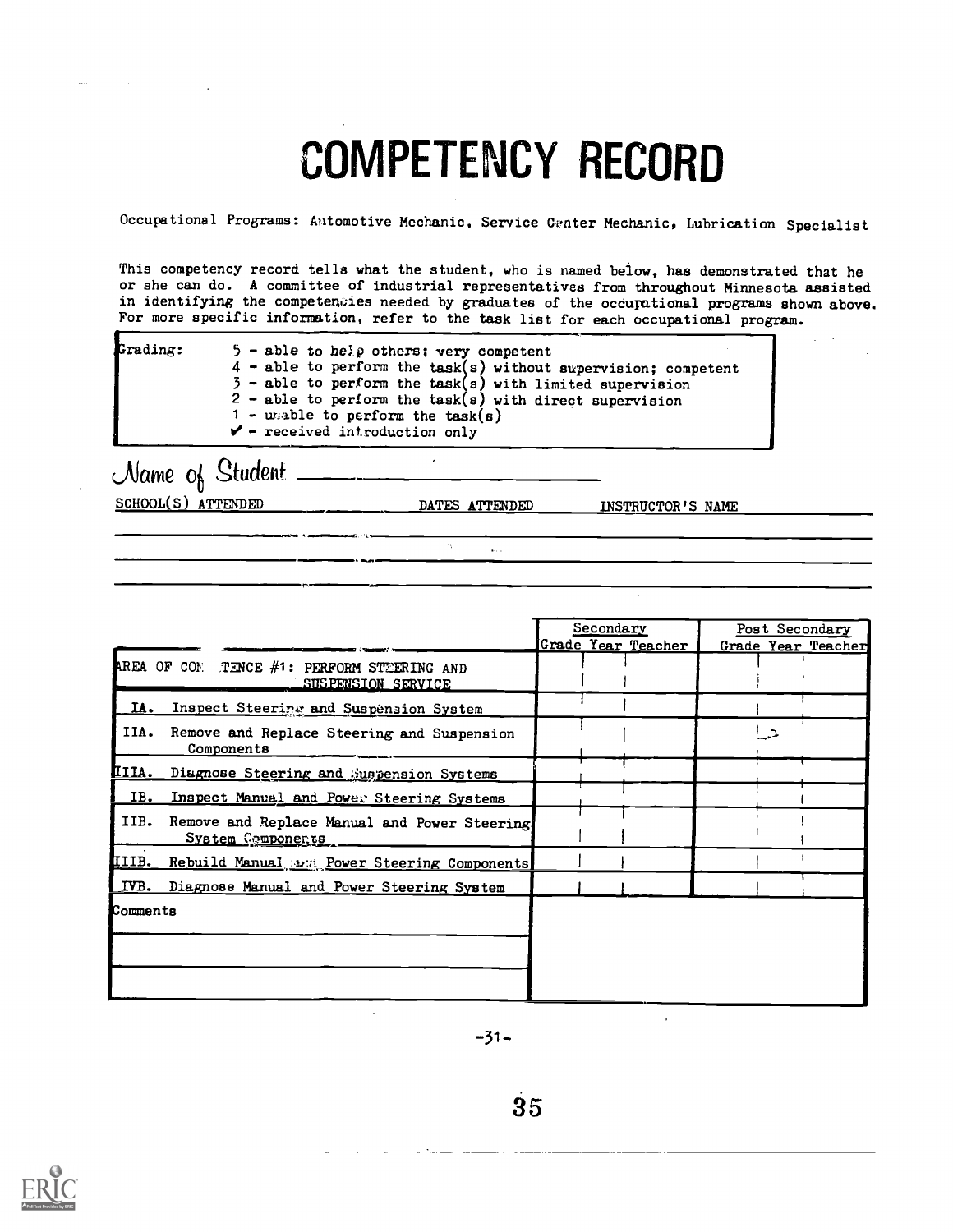# COMPETENCY RECORD

Occupational Programs: Automotive Mechanic, Service Center Mechanic, Lubrication Specialist

This competency record tells what the student, who is named below, has demonstrated that he or she can do. A committee of industrial representatives from throughout Minnesota assisted in identifying the competencies needed by graduates of the occupational programs shown above. For more specific information, refer to the task list for each occupational program.

Grading:
- 5 - able to help others; very competent
- 4 - able to perform the task(s) without supervision; competent
- 3 - able to perform the task(s) with limited supervision
- 2 - able to perform the task(s) with direct supervision
- 1 - unable to perform the task(s)
- ✔ - received introduction only

*Name of Student* ______________________

| SCHOOL(S) ATTENDED | DATES ATTENDED | INSTRUCTOR'S NAME |
|---|---|---|
| | | |
| | | |
| | | |

| | Secondary | | | Post Secondary | | |
|---|---|---|---|---|---|---|
| | Grade | Year | Teacher | Grade | Year | Teacher |
| AREA OF COMPETENCE #1: PERFORM STEERING AND SUSPENSION SERVICE | | | | | | |
| IA. Inspect Steering and Suspension System | | | | | | |
| IIA. Remove and Replace Steering and Suspension Components | | | | | | |
| IIIA. Diagnose Steering and Suspension Systems | | | | | | |
| IB. Inspect Manual and Power Steering Systems | | | | | | |
| IIB. Remove and Replace Manual and Power Steering System Components | | | | | | |
| IIIB. Rebuild Manual and Power Steering Components | | | | | | |
| IVB. Diagnose Manual and Power Steering System | | | | | | |
| Comments | | | | | | |
| | | | | | | |
| | | | | | | |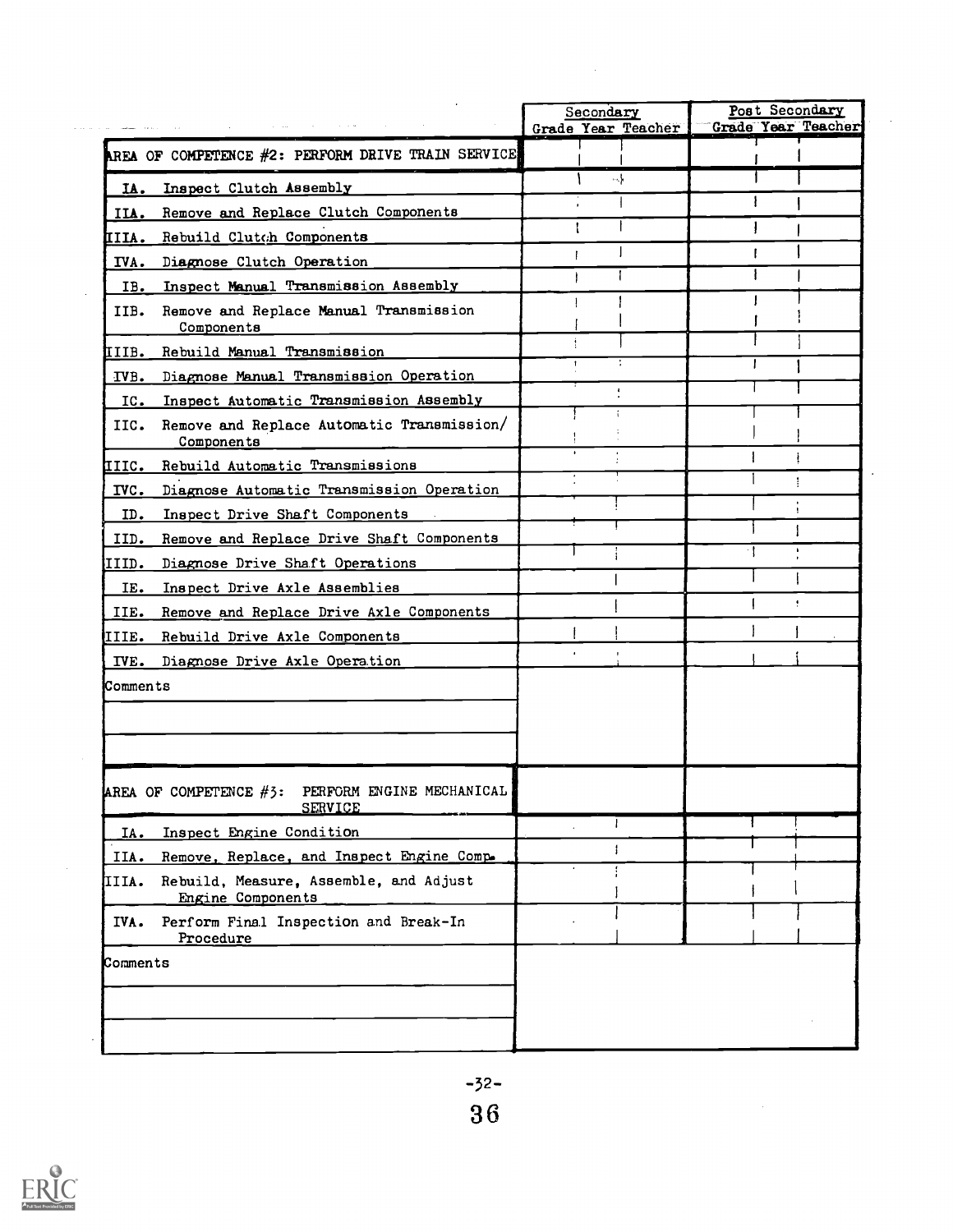| | Secondary | | | Post Secondary | | |
|---|---|---|---|---|---|---|
| | Grade | Year | Teacher | Grade | Year | Teacher |
| **AREA OF COMPETENCE #2: PERFORM DRIVE TRAIN SERVICE** | | | | | | |
| IA. Inspect Clutch Assembly | | | | | | |
| IIA. Remove and Replace Clutch Components | | | | | | |
| IIIA. Rebuild Clutch Components | | | | | | |
| IVA. Diagnose Clutch Operation | | | | | | |
| IB. Inspect Manual Transmission Assembly | | | | | | |
| IIB. Remove and Replace Manual Transmission Components | | | | | | |
| IIIB. Rebuild Manual Transmission | | | | | | |
| IVB. Diagnose Manual Transmission Operation | | | | | | |
| IC. Inspect Automatic Transmission Assembly | | | | | | |
| IIC. Remove and Replace Automatic Transmission/ Components | | | | | | |
| IIIC. Rebuild Automatic Transmissions | | | | | | |
| IVC. Diagnose Automatic Transmission Operation | | | | | | |
| ID. Inspect Drive Shaft Components | | | | | | |
| IID. Remove and Replace Drive Shaft Components | | | | | | |
| IIID. Diagnose Drive Shaft Operations | | | | | | |
| IE. Inspect Drive Axle Assemblies | | | | | | |
| IIE. Remove and Replace Drive Axle Components | | | | | | |
| IIIE. Rebuild Drive Axle Components | | | | | | |
| IVE. Diagnose Drive Axle Operation | | | | | | |
| Comments | | | | | | |
| | | | | | | |
| | | | | | | |
| **AREA OF COMPETENCE #3: PERFORM ENGINE MECHANICAL SERVICE** | | | | | | |
| IA. Inspect Engine Condition | | | | | | |
| IIA. Remove, Replace, and Inspect Engine Comp. | | | | | | |
| IIIA. Rebuild, Measure, Assemble, and Adjust Engine Components | | | | | | |
| IVA. Perform Final Inspection and Break-In Procedure | | | | | | |
| Comments | | | | | | |
| | | | | | | |
| | | | | | | |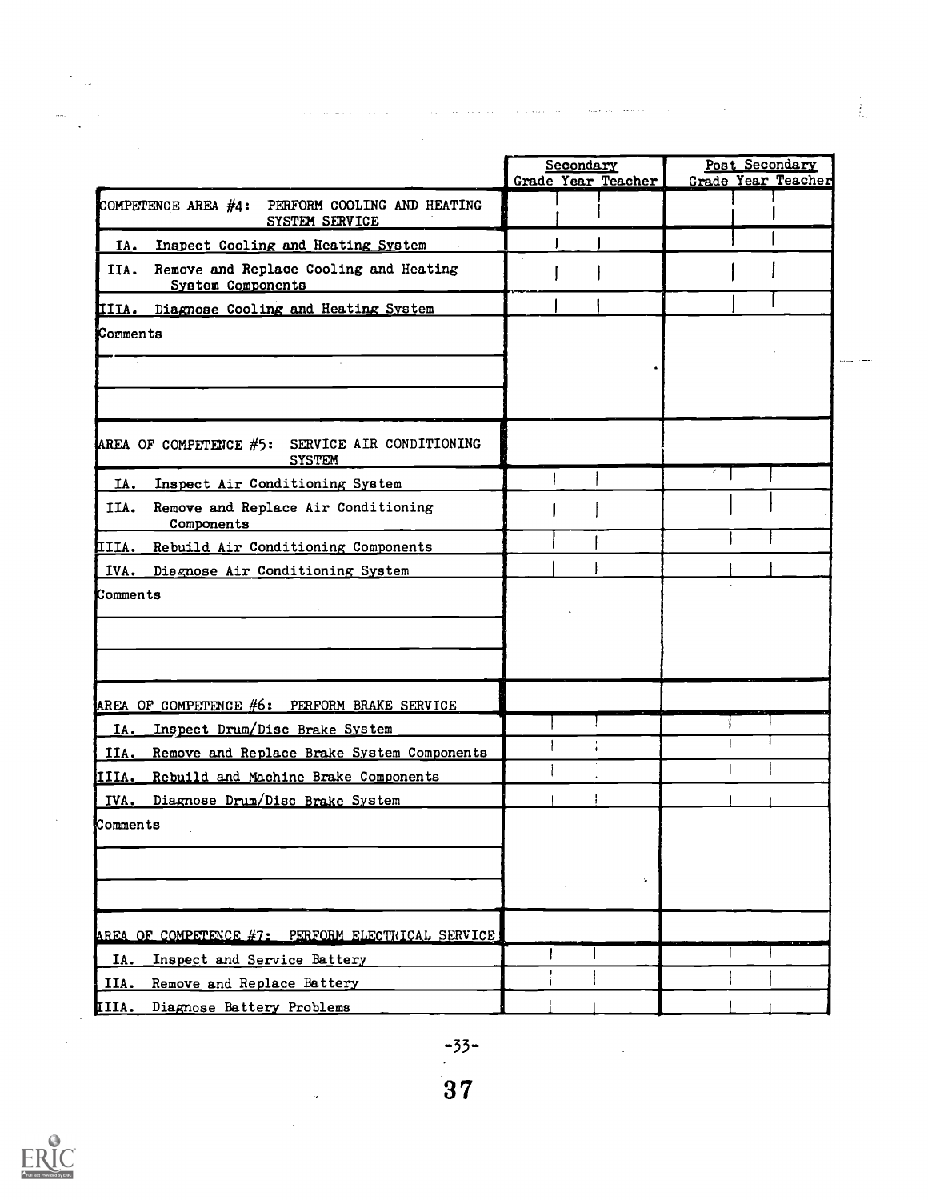| | Secondary | | | Post Secondary | | |
|---|---|---|---|---|---|---|
| | Grade | Year | Teacher | Grade | Year | Teacher |
| COMPETENCE AREA #4: PERFORM COOLING AND HEATING SYSTEM SERVICE | | | | | | |
| IA. Inspect Cooling and Heating System | | | | | | |
| IIA. Remove and Replace Cooling and Heating System Components | | | | | | |
| IIIA. Diagnose Cooling and Heating System | | | | | | |
| Comments | | | | | | |
| | | | | | | |
| | | | | | | |
| AREA OF COMPETENCE #5: SERVICE AIR CONDITIONING SYSTEM | | | | | | |
| IA. Inspect Air Conditioning System | | | | | | |
| IIA. Remove and Replace Air Conditioning Components | | | | | | |
| IIIA. Rebuild Air Conditioning Components | | | | | | |
| IVA. Diagnose Air Conditioning System | | | | | | |
| Comments | | | | | | |
| | | | | | | |
| | | | | | | |
| AREA OF COMPETENCE #6: PERFORM BRAKE SERVICE | | | | | | |
| IA. Inspect Drum/Disc Brake System | | | | | | |
| IIA. Remove and Replace Brake System Components | | | | | | |
| IIIA. Rebuild and Machine Brake Components | | | | | | |
| IVA. Diagnose Drum/Disc Brake System | | | | | | |
| Comments | | | | | | |
| | | | | | | |
| | | | | | | |
| AREA OF COMPETENCE #7: PERFORM ELECTRICAL SERVICE | | | | | | |
| IA. Inspect and Service Battery | | | | | | |
| IIA. Remove and Replace Battery | | | | | | |
| IIIA. Diagnose Battery Problems | | | | | | |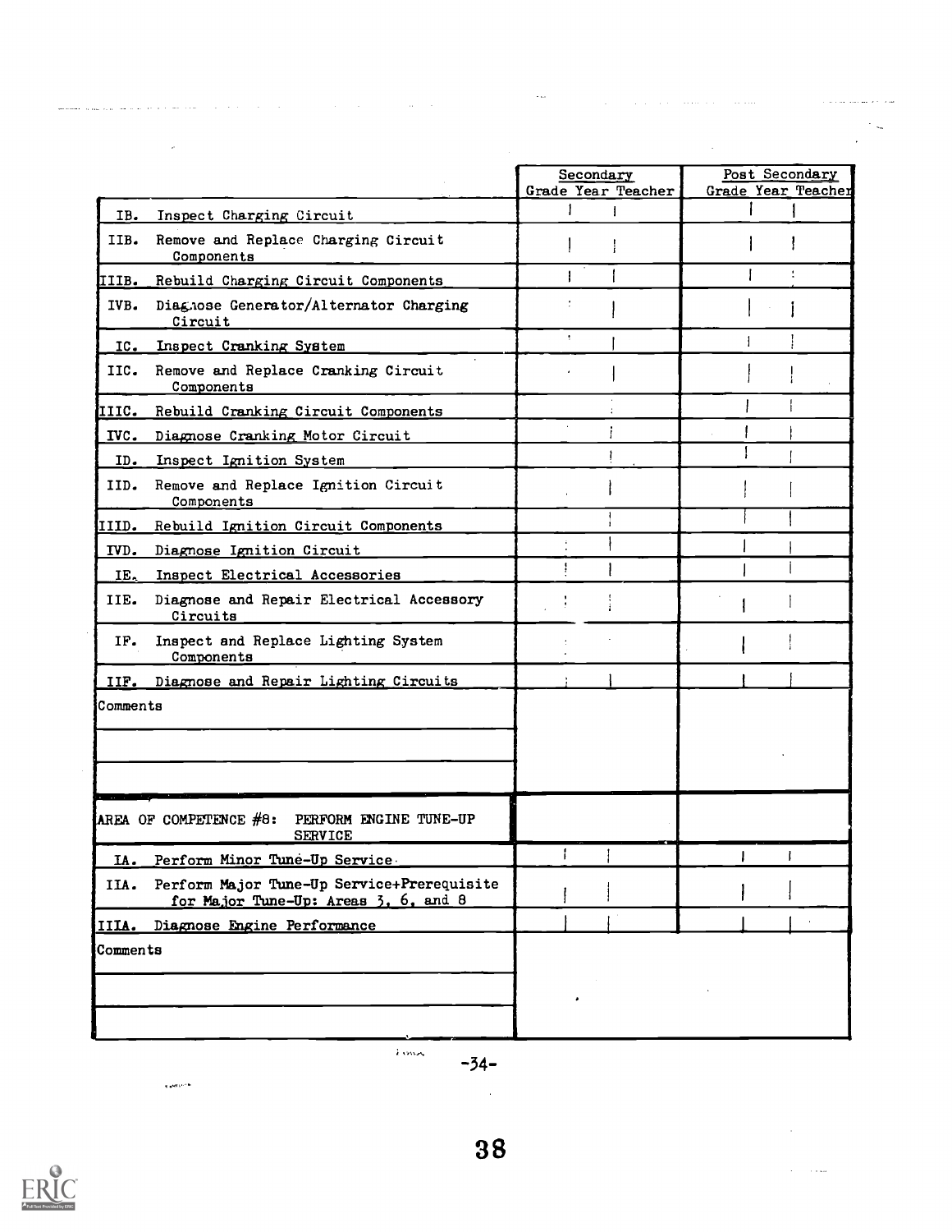| | Secondary | | | Post Secondary | | |
|---|---|---|---|---|---|---|
| | Grade | Year | Teacher | Grade | Year | Teacher |
| IB. Inspect Charging Circuit | | | | | | |
| IIB. Remove and Replace Charging Circuit Components | | | | | | |
| IIIB. Rebuild Charging Circuit Components | | | | | | |
| IVB. Diagnose Generator/Alternator Charging Circuit | | | | | | |
| IC. Inspect Cranking System | | | | | | |
| IIC. Remove and Replace Cranking Circuit Components | | | | | | |
| IIIC. Rebuild Cranking Circuit Components | | | | | | |
| IVC. Diagnose Cranking Motor Circuit | | | | | | |
| ID. Inspect Ignition System | | | | | | |
| IID. Remove and Replace Ignition Circuit Components | | | | | | |
| IIID. Rebuild Ignition Circuit Components | | | | | | |
| IVD. Diagnose Ignition Circuit | | | | | | |
| IE. Inspect Electrical Accessories | | | | | | |
| IIE. Diagnose and Repair Electrical Accessory Circuits | | | | | | |
| IF. Inspect and Replace Lighting System Components | | | | | | |
| IIF. Diagnose and Repair Lighting Circuits | | | | | | |
| Comments | | | | | | |
| | | | | | | |
| | | | | | | |
| AREA OF COMPETENCE #8: PERFORM ENGINE TUNE-UP SERVICE | | | | | | |
| IA. Perform Minor Tune-Up Service | | | | | | |
| IIA. Perform Major Tune-Up Service+Prerequisite for Major Tune-Up: Areas 3, 6, and 8 | | | | | | |
| IIIA. Diagnose Engine Performance | | | | | | |
| Comments | | | | | | |
| | | | | | | |
| | | | | | | |

-34-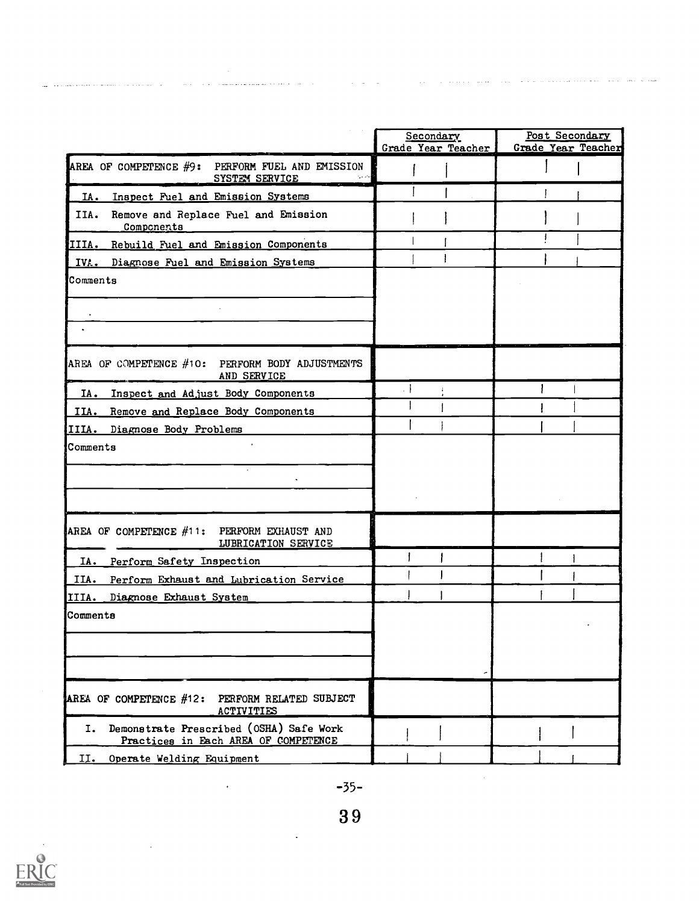| | Secondary | | | Post Secondary | | |
|---|---|---|---|---|---|---|
| | Grade | Year | Teacher | Grade | Year | Teacher |
| AREA OF COMPETENCE #9: PERFORM FUEL AND EMISSION SYSTEM SERVICE | | | | | | |
| IA. Inspect Fuel and Emission Systems | | | | | | |
| IIA. Remove and Replace Fuel and Emission Components | | | | | | |
| IIIA. Rebuild Fuel and Emission Components | | | | | | |
| IVA. Diagnose Fuel and Emission Systems | | | | | | |
| Comments | | | | | | |
| | | | | | | |
| | | | | | | |
| AREA OF COMPETENCE #10: PERFORM BODY ADJUSTMENTS AND SERVICE | | | | | | |
| IA. Inspect and Adjust Body Components | | | | | | |
| IIA. Remove and Replace Body Components | | | | | | |
| IIIA. Diagnose Body Problems | | | | | | |
| Comments | | | | | | |
| | | | | | | |
| | | | | | | |
| AREA OF COMPETENCE #11: PERFORM EXHAUST AND LUBRICATION SERVICE | | | | | | |
| IA. Perform Safety Inspection | | | | | | |
| IIA. Perform Exhaust and Lubrication Service | | | | | | |
| IIIA. Diagnose Exhaust System | | | | | | |
| Comments | | | | | | |
| | | | | | | |
| | | | | | | |
| AREA OF COMPETENCE #12: PERFORM RELATED SUBJECT ACTIVITIES | | | | | | |
| I. Demonstrate Prescribed (OSHA) Safe Work Practices in Each AREA OF COMPETENCE | | | | | | |
| II. Operate Welding Equipment | | | | | | |

-35-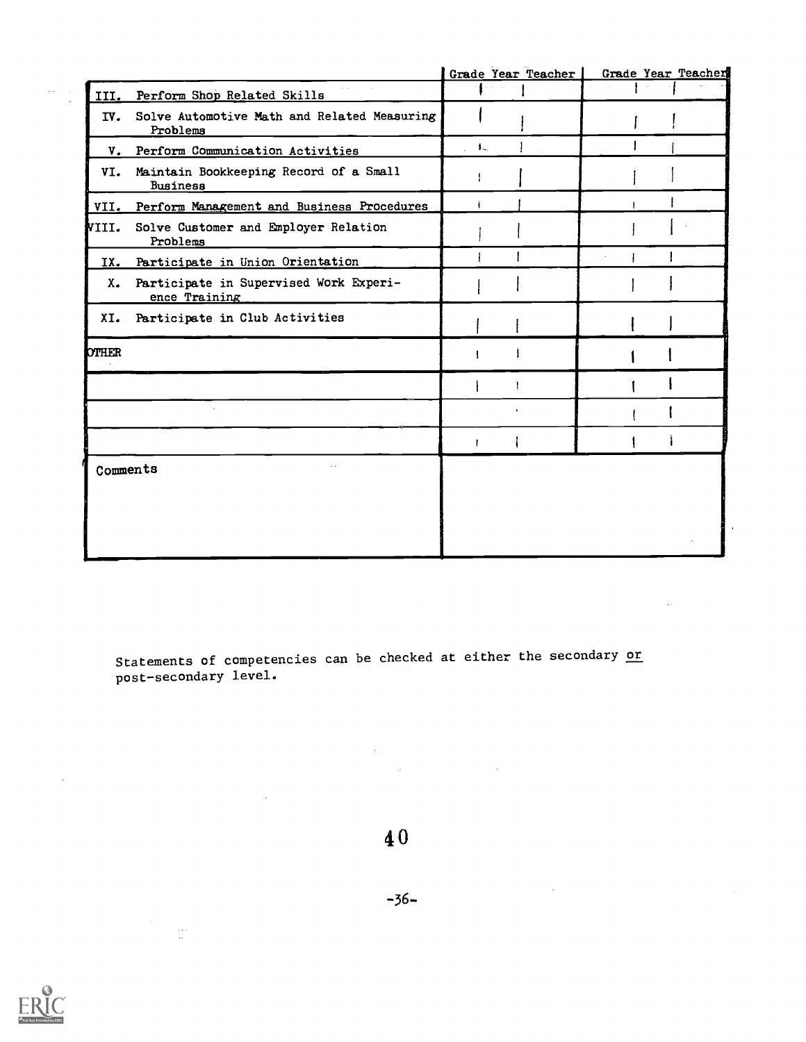| | Grade | Year | Teacher | Grade | Year | Teacher |
|---|---|---|---|---|---|---|
| III. Perform Shop Related Skills | | | | | | |
| IV. Solve Automotive Math and Related Measuring Problems | | | | | | |
| V. Perform Communication Activities | | | | | | |
| VI. Maintain Bookkeeping Record of a Small Business | | | | | | |
| VII. Perform Management and Business Procedures | | | | | | |
| VIII. Solve Customer and Employer Relation Problems | | | | | | |
| IX. Participate in Union Orientation | | | | | | |
| X. Participate in Supervised Work Experience Training | | | | | | |
| XI. Participate in Club Activities | | | | | | |
| OTHER | | | | | | |
| | | | | | | |
| | | | | | | |
| | | | | | | |
| Comments | | | | | | |

Statements of competencies can be checked at either the secondary or post-secondary level.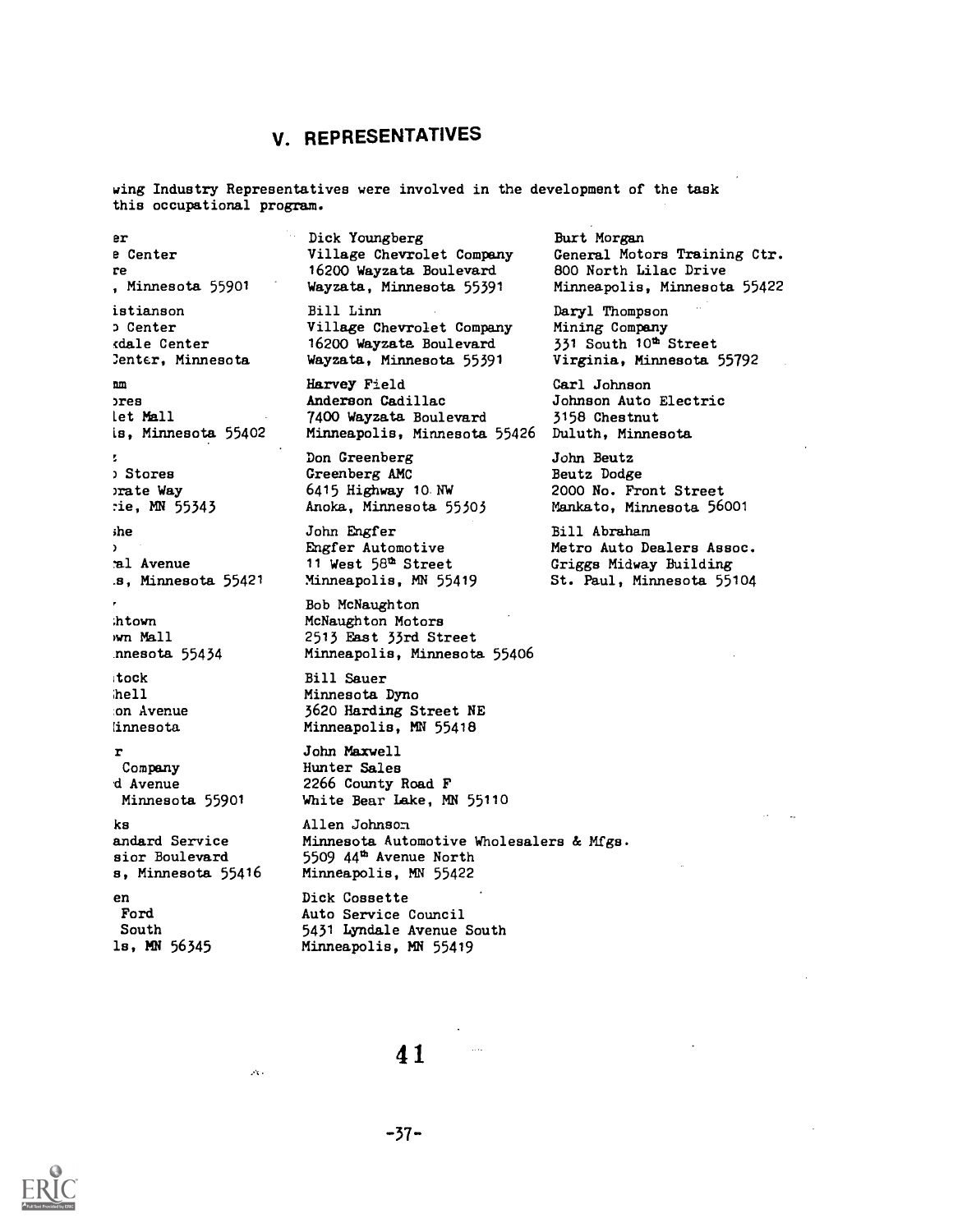## V. REPRESENTATIVES

wing Industry Representatives were involved in the development of the task this occupational program.

er
e Center
re
, Minnesota 55901

istianson
ɔ Center
ːdale Center
Center, Minnesota

nm
ɔres
let Mall
is, Minnesota 55402

ː
) Stores
ɔrate Way
ːie, MN 55343

the
)
:al Avenue
.s, Minnesota 55421

ːhtown
ɪwn Mall
.nnesota 55434

ːtock
ːhell
ːon Avenue
linnesota

r
Company
d Avenue
Minnesota 55901

ks
andard Service
sior Boulevard
s, Minnesota 55416

en
Ford
South
ls, MN 56345

Dick Youngberg
Village Chevrolet Company
16200 Wayzata Boulevard
Wayzata, Minnesota 55391

Bill Linn
Village Chevrolet Company
16200 Wayzata Boulevard
Wayzata, Minnesota 55391

Harvey Field
Anderson Cadillac
7400 Wayzata Boulevard
Minneapolis, Minnesota 55426

Don Greenberg
Greenberg AMC
6415 Highway 10 NW
Anoka, Minnesota 55303

John Engfer
Engfer Automotive
11 West 58th Street
Minneapolis, MN 55419

Bob McNaughton
McNaughton Motors
2513 East 33rd Street
Minneapolis, Minnesota 55406

Bill Sauer
Minnesota Dyno
3620 Harding Street NE
Minneapolis, MN 55418

John Maxwell
Hunter Sales
2266 County Road F
White Bear Lake, MN 55110

Allen Johnson
Minnesota Automotive Wholesalers & Mfgs.
5509 44th Avenue North
Minneapolis, MN 55422

Dick Cossette
Auto Service Council
5431 Lyndale Avenue South
Minneapolis, MN 55419

Burt Morgan
General Motors Training Ctr.
800 North Lilac Drive
Minneapolis, Minnesota 55422

Daryl Thompson
Mining Company
331 South 10th Street
Virginia, Minnesota 55792

Carl Johnson
Johnson Auto Electric
3158 Chestnut
Duluth, Minnesota

John Beutz
Beutz Dodge
2000 No. Front Street
Mankato, Minnesota 56001

Bill Abraham
Metro Auto Dealers Assoc.
Griggs Midway Building
St. Paul, Minnesota 55104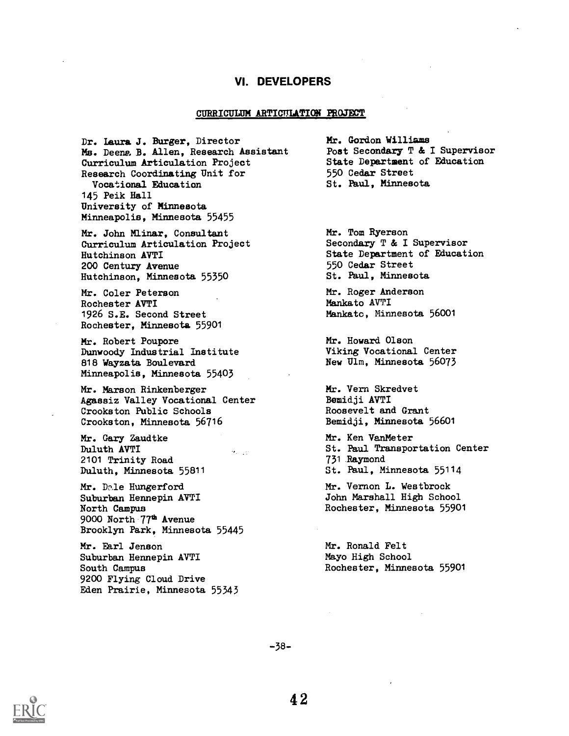# VI. DEVELOPERS

## CURRICULUM ARTICULATION PROJECT

Dr. Laura J. Burger, Director
Ms. Deena B. Allen, Research Assistant
Curriculum Articulation Project
Research Coordinating Unit for
Vocational Education
145 Peik Hall
University of Minnesota
Minneapolis, Minnesota 55455

Mr. John Mlinar, Consultant
Curriculum Articulation Project
Hutchinson AVTI
200 Century Avenue
Hutchinson, Minnesota 55350

Mr. Coler Peterson
Rochester AVTI
1926 S.E. Second Street
Rochester, Minnesota 55901

Mr. Robert Poupore
Dunwoody Industrial Institute
818 Wayzata Boulevard
Minneapolis, Minnesota 55403

Mr. Marson Rinkenberger
Agassiz Valley Vocational Center
Crookston Public Schools
Crookston, Minnesota 56716

Mr. Gary Zaudtke
Duluth AVTI
2101 Trinity Road
Duluth, Minnesota 55811

Mr. Dale Hungerford
Suburban Hennepin AVTI
North Campus
9000 North 77th Avenue
Brooklyn Park, Minnesota 55445

Mr. Earl Jenson
Suburban Hennepin AVTI
South Campus
9200 Flying Cloud Drive
Eden Prairie, Minnesota 55343

Mr. Gordon Williams
Post Secondary T & I Supervisor
State Department of Education
550 Cedar Street
St. Paul, Minnesota

Mr. Tom Ryerson
Secondary T & I Supervisor
State Department of Education
550 Cedar Street
St. Paul, Minnesota

Mr. Roger Anderson
Mankato AVTI
Mankato, Minnesota 56001

Mr. Howard Olson
Viking Vocational Center
New Ulm, Minnesota 56073

Mr. Vern Skredvet
Bemidji AVTI
Roosevelt and Grant
Bemidji, Minnesota 56601

Mr. Ken VanMeter
St. Paul Transportation Center
731 Raymond
St. Paul, Minnesota 55114

Mr. Vernon L. Westbrock
John Marshall High School
Rochester, Minnesota 55901

Mr. Ronald Felt
Mayo High School
Rochester, Minnesota 55901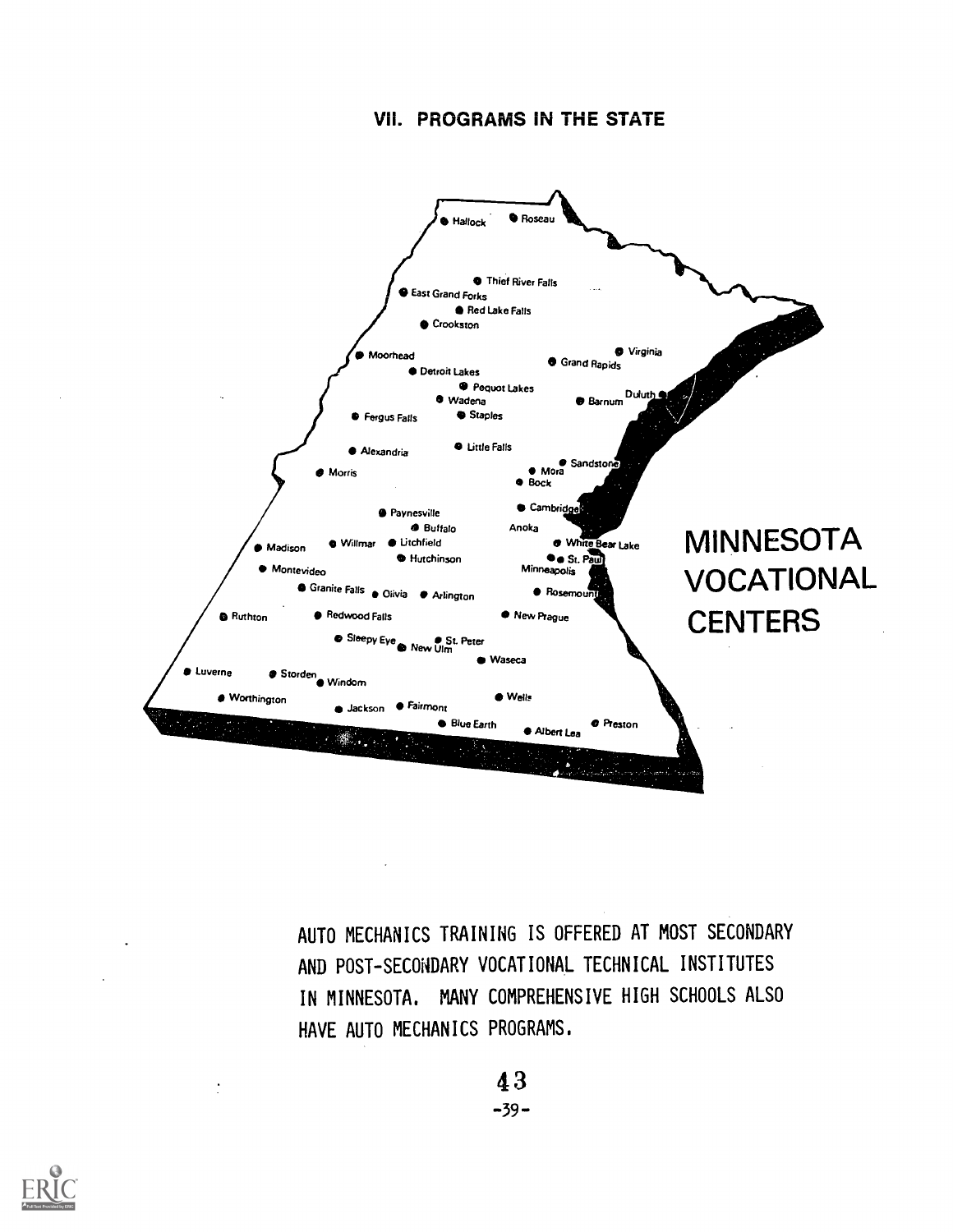# VII. PROGRAMS IN THE STATE

MINNESOTA VOCATIONAL CENTERS

Hallock, Roseau, Thief River Falls, East Grand Forks, Red Lake Falls, Crookston, Moorhead, Virginia, Grand Rapids, Detroit Lakes, Pequot Lakes, Wadena, Barnum, Duluth, Fergus Falls, Staples, Little Falls, Alexandria, Sandstone, Mora, Morris, Bock, Cambridge, Paynesville, Buffalo, Anoka, Madison, Willmar, Litchfield, White Bear Lake, Hutchinson, St. Paul, Minneapolis, Montevideo, Granite Falls, Olivia, Arlington, Rosemount, Ruthton, Redwood Falls, New Prague, Sleepy Eye, New Ulm, St. Peter, Waseca, Luverne, Storden, Windom, Worthington, Wells, Jackson, Fairmont, Blue Earth, Albert Lea, Preston

AUTO MECHANICS TRAINING IS OFFERED AT MOST SECONDARY AND POST-SECONDARY VOCATIONAL TECHNICAL INSTITUTES IN MINNESOTA. MANY COMPREHENSIVE HIGH SCHOOLS ALSO HAVE AUTO MECHANICS PROGRAMS.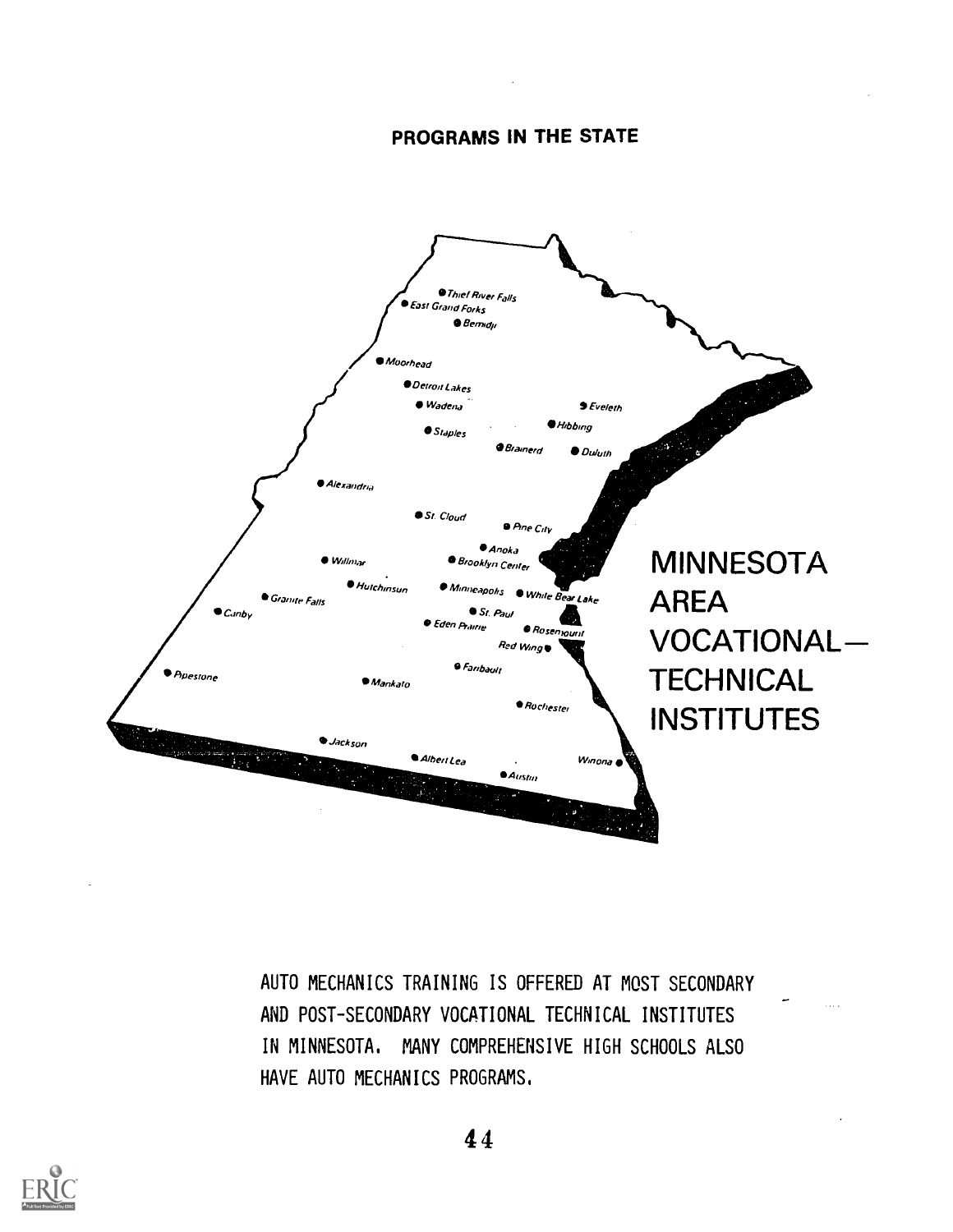## PROGRAMS IN THE STATE

Thief River Falls
East Grand Forks
Bemidji
Moorhead
Detroit Lakes
Wadena
Eveleth
Hibbing
Staples
Brainerd
Duluth
Alexandria
St. Cloud
Pine City
Anoka
Brooklyn Center
Willmar
Hutchinson
Minneapolis
White Bear Lake
Granite Falls
Canby
St. Paul
Eden Prairie
Rosemount
Red Wing
Faribault
Pipestone
Mankato
Rochester
Jackson
Albert Lea
Austin
Winona

MINNESOTA AREA VOCATIONAL—TECHNICAL INSTITUTES

AUTO MECHANICS TRAINING IS OFFERED AT MOST SECONDARY AND POST-SECONDARY VOCATIONAL TECHNICAL INSTITUTES IN MINNESOTA. MANY COMPREHENSIVE HIGH SCHOOLS ALSO HAVE AUTO MECHANICS PROGRAMS.